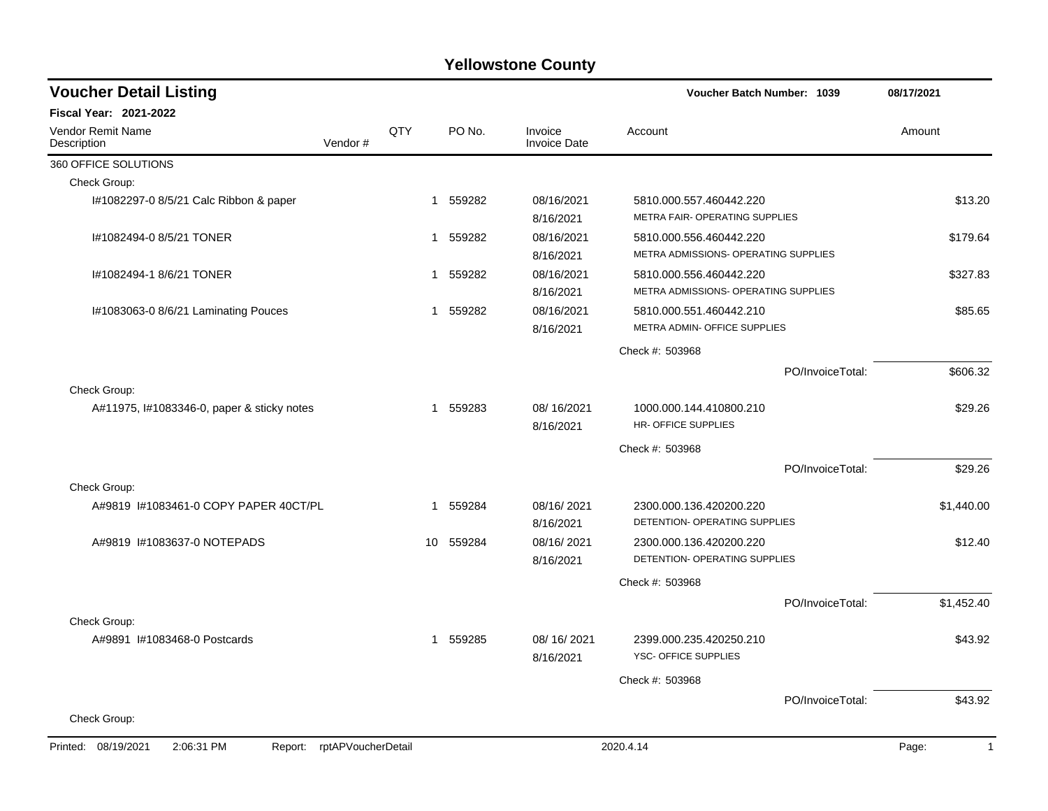# Yellowstone County

## Voucher Detail Listing

**Voucher Batch Number: 1039** 08/17/2021

**Fiscal Year: 2021-2022**

| Vendor Remit Name / Description | Vendor # | QTY | PO No. | Invoice / Invoice Date | Account | Amount |
|---|---|---|---|---|---|---|
| 360 OFFICE SOLUTIONS | | | | | | |
| Check Group: | | | | | | |
| I#1082297-0 8/5/21 Calc Ribbon & paper | | 1 | 559282 | 08/16/2021<br>8/16/2021 | 5810.000.557.460442.220<br>METRA FAIR- OPERATING SUPPLIES | $13.20 |
| I#1082494-0 8/5/21 TONER | | 1 | 559282 | 08/16/2021<br>8/16/2021 | 5810.000.556.460442.220<br>METRA ADMISSIONS- OPERATING SUPPLIES | $179.64 |
| I#1082494-1 8/6/21 TONER | | 1 | 559282 | 08/16/2021<br>8/16/2021 | 5810.000.556.460442.220<br>METRA ADMISSIONS- OPERATING SUPPLIES | $327.83 |
| I#1083063-0 8/6/21 Laminating Pouces | | 1 | 559282 | 08/16/2021<br>8/16/2021 | 5810.000.551.460442.210<br>METRA ADMIN- OFFICE SUPPLIES | $85.65 |
| | | | | | Check #: 503968 | |
| | | | | | PO/InvoiceTotal: | $606.32 |
| Check Group: | | | | | | |
| A#11975, I#1083346-0, paper & sticky notes | | 1 | 559283 | 08/ 16/2021<br>8/16/2021 | 1000.000.144.410800.210<br>HR- OFFICE SUPPLIES | $29.26 |
| | | | | | Check #: 503968 | |
| | | | | | PO/InvoiceTotal: | $29.26 |
| Check Group: | | | | | | |
| A#9819 I#1083461-0 COPY PAPER 40CT/PL | | 1 | 559284 | 08/16/ 2021<br>8/16/2021 | 2300.000.136.420200.220<br>DETENTION- OPERATING SUPPLIES | $1,440.00 |
| A#9819 I#1083637-0 NOTEPADS | | 10 | 559284 | 08/16/ 2021<br>8/16/2021 | 2300.000.136.420200.220<br>DETENTION- OPERATING SUPPLIES | $12.40 |
| | | | | | Check #: 503968 | |
| | | | | | PO/InvoiceTotal: | $1,452.40 |
| Check Group: | | | | | | |
| A#9891 I#1083468-0 Postcards | | 1 | 559285 | 08/ 16/ 2021<br>8/16/2021 | 2399.000.235.420250.210<br>YSC- OFFICE SUPPLIES | $43.92 |
| | | | | | Check #: 503968 | |
| | | | | | PO/InvoiceTotal: | $43.92 |
| Check Group: | | | | | | |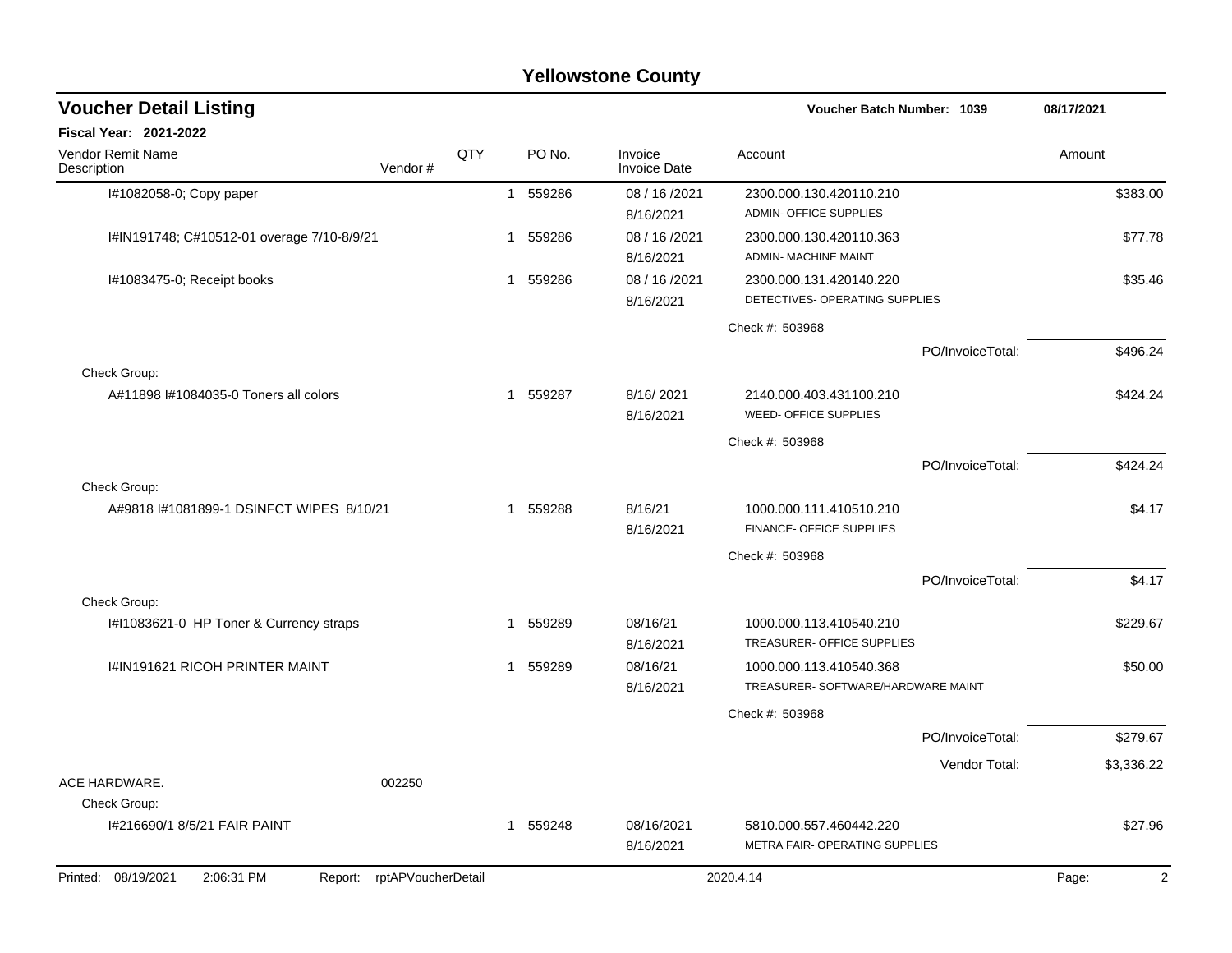# Yellowstone County

## Voucher Detail Listing

**Voucher Batch Number: 1039** — 08/17/2021

**Fiscal Year: 2021-2022**

| Vendor Remit Name / Description | Vendor # | QTY | PO No. | Invoice / Invoice Date | Account | Amount |
|---|---|---|---|---|---|---|
| I#1082058-0; Copy paper | | 1 | 559286 | 08 / 16 /2021<br>8/16/2021 | 2300.000.130.420110.210<br>ADMIN- OFFICE SUPPLIES | $383.00 |
| I#IN191748; C#10512-01 overage 7/10-8/9/21 | | 1 | 559286 | 08 / 16 /2021<br>8/16/2021 | 2300.000.130.420110.363<br>ADMIN- MACHINE MAINT | $77.78 |
| I#1083475-0; Receipt books | | 1 | 559286 | 08 / 16 /2021<br>8/16/2021 | 2300.000.131.420140.220<br>DETECTIVES- OPERATING SUPPLIES | $35.46 |
| | | | | | Check #: 503968 | |
| | | | | | PO/InvoiceTotal: | $496.24 |
| Check Group: | | | | | | |
| A#11898 I#1084035-0 Toners all colors | | 1 | 559287 | 8/16/ 2021<br>8/16/2021 | 2140.000.403.431100.210<br>WEED- OFFICE SUPPLIES | $424.24 |
| | | | | | Check #: 503968 | |
| | | | | | PO/InvoiceTotal: | $424.24 |
| Check Group: | | | | | | |
| A#9818 I#1081899-1 DSINFCT WIPES 8/10/21 | | 1 | 559288 | 8/16/21<br>8/16/2021 | 1000.000.111.410510.210<br>FINANCE- OFFICE SUPPLIES | $4.17 |
| | | | | | Check #: 503968 | |
| | | | | | PO/InvoiceTotal: | $4.17 |
| Check Group: | | | | | | |
| I#I1083621-0 HP Toner & Currency straps | | 1 | 559289 | 08/16/21<br>8/16/2021 | 1000.000.113.410540.210<br>TREASURER- OFFICE SUPPLIES | $229.67 |
| I#IN191621 RICOH PRINTER MAINT | | 1 | 559289 | 08/16/21<br>8/16/2021 | 1000.000.113.410540.368<br>TREASURER- SOFTWARE/HARDWARE MAINT | $50.00 |
| | | | | | Check #: 503968 | |
| | | | | | PO/InvoiceTotal: | $279.67 |
| | | | | | Vendor Total: | $3,336.22 |
| ACE HARDWARE. | 002250 | | | | | |
| Check Group: | | | | | | |
| I#216690/1 8/5/21 FAIR PAINT | | 1 | 559248 | 08/16/2021<br>8/16/2021 | 5810.000.557.460442.220<br>METRA FAIR- OPERATING SUPPLIES | $27.96 |

Printed: 08/19/2021 2:06:31 PM Report: rptAPVoucherDetail 2020.4.14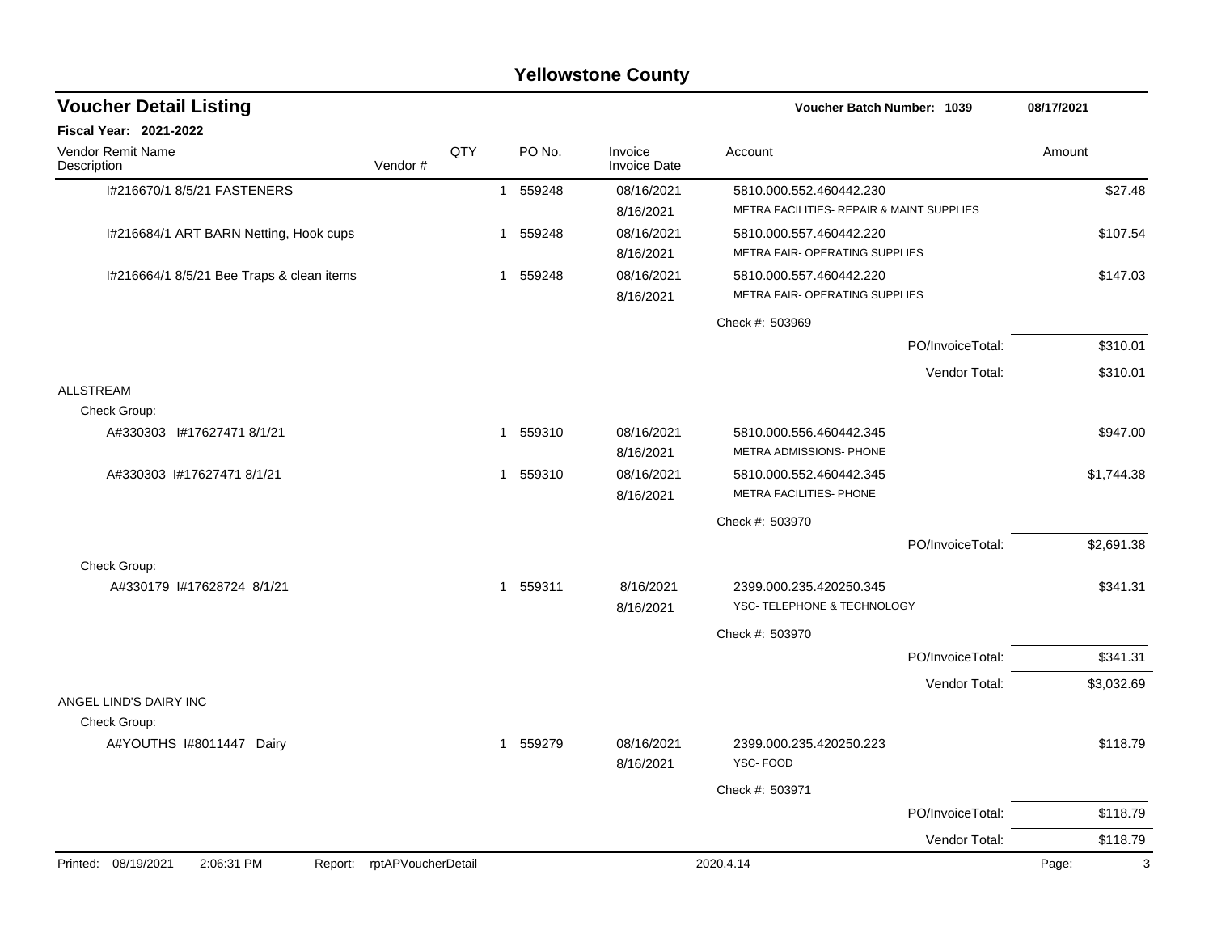# Yellowstone County

## Voucher Detail Listing

**Voucher Batch Number: 1039** — 08/17/2021

**Fiscal Year: 2021-2022**

| Vendor Remit Name / Description | Vendor # | QTY | PO No. | Invoice / Invoice Date | Account | Amount |
|---|---|---|---|---|---|---|
| I#216670/1 8/5/21 FASTENERS | | 1 | 559248 | 08/16/2021<br>8/16/2021 | 5810.000.552.460442.230<br>METRA FACILITIES- REPAIR & MAINT SUPPLIES | $27.48 |
| I#216684/1 ART BARN Netting, Hook cups | | 1 | 559248 | 08/16/2021<br>8/16/2021 | 5810.000.557.460442.220<br>METRA FAIR- OPERATING SUPPLIES | $107.54 |
| I#216664/1 8/5/21 Bee Traps & clean items | | 1 | 559248 | 08/16/2021<br>8/16/2021 | 5810.000.557.460442.220<br>METRA FAIR- OPERATING SUPPLIES | $147.03 |
| | | | | | Check #: 503969 | |
| | | | | | PO/InvoiceTotal: | $310.01 |
| | | | | | Vendor Total: | $310.01 |
| **ALLSTREAM** | | | | | | |
| Check Group: | | | | | | |
| A#330303 I#17627471 8/1/21 | | 1 | 559310 | 08/16/2021<br>8/16/2021 | 5810.000.556.460442.345<br>METRA ADMISSIONS- PHONE | $947.00 |
| A#330303 I#17627471 8/1/21 | | 1 | 559310 | 08/16/2021<br>8/16/2021 | 5810.000.552.460442.345<br>METRA FACILITIES- PHONE | $1,744.38 |
| | | | | | Check #: 503970 | |
| | | | | | PO/InvoiceTotal: | $2,691.38 |
| Check Group: | | | | | | |
| A#330179 I#17628724 8/1/21 | | 1 | 559311 | 8/16/2021<br>8/16/2021 | 2399.000.235.420250.345<br>YSC- TELEPHONE & TECHNOLOGY | $341.31 |
| | | | | | Check #: 503970 | |
| | | | | | PO/InvoiceTotal: | $341.31 |
| | | | | | Vendor Total: | $3,032.69 |
| **ANGEL LIND'S DAIRY INC** | | | | | | |
| Check Group: | | | | | | |
| A#YOUTHS I#8011447 Dairy | | 1 | 559279 | 08/16/2021<br>8/16/2021 | 2399.000.235.420250.223<br>YSC- FOOD | $118.79 |
| | | | | | Check #: 503971 | |
| | | | | | PO/InvoiceTotal: | $118.79 |
| | | | | | Vendor Total: | $118.79 |

Printed: 08/19/2021 2:06:31 PM Report: rptAPVoucherDetail 2020.4.14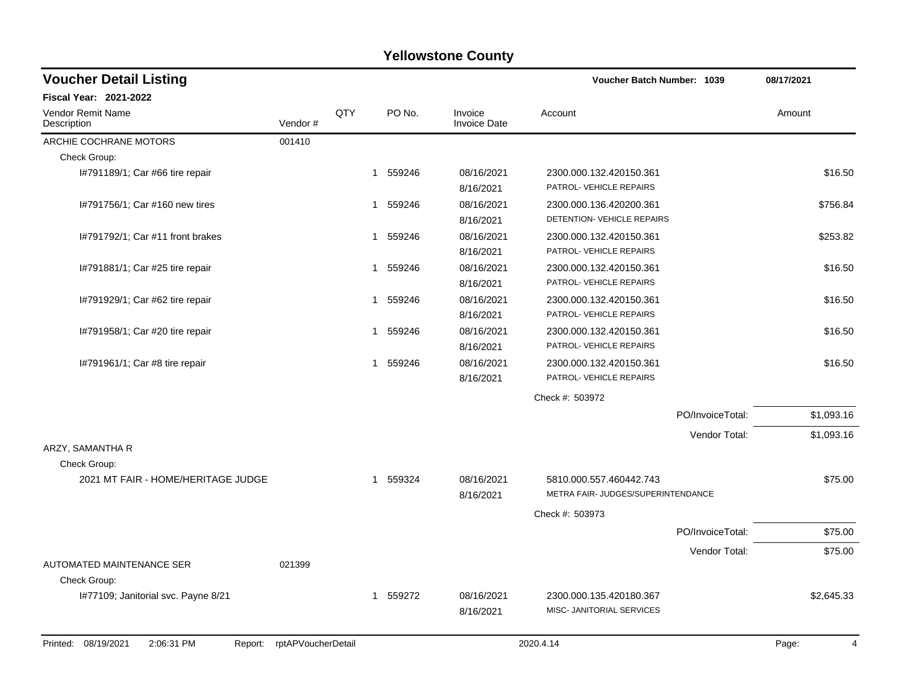# Yellowstone County

## Voucher Detail Listing

**Voucher Batch Number: 1039** 08/17/2021

**Fiscal Year: 2021-2022**

| Vendor Remit Name / Description | Vendor # | QTY | PO No. | Invoice / Invoice Date | Account | Amount |
|---|---|---|---|---|---|---|
| ARCHIE COCHRANE MOTORS | 001410 | | | | | |
| Check Group: | | | | | | |
| I#791189/1; Car #66 tire repair | | 1 | 559246 | 08/16/2021 / 8/16/2021 | 2300.000.132.420150.361 PATROL- VEHICLE REPAIRS | $16.50 |
| I#791756/1; Car #160 new tires | | 1 | 559246 | 08/16/2021 / 8/16/2021 | 2300.000.136.420200.361 DETENTION- VEHICLE REPAIRS | $756.84 |
| I#791792/1; Car #11 front brakes | | 1 | 559246 | 08/16/2021 / 8/16/2021 | 2300.000.132.420150.361 PATROL- VEHICLE REPAIRS | $253.82 |
| I#791881/1; Car #25 tire repair | | 1 | 559246 | 08/16/2021 / 8/16/2021 | 2300.000.132.420150.361 PATROL- VEHICLE REPAIRS | $16.50 |
| I#791929/1; Car #62 tire repair | | 1 | 559246 | 08/16/2021 / 8/16/2021 | 2300.000.132.420150.361 PATROL- VEHICLE REPAIRS | $16.50 |
| I#791958/1; Car #20 tire repair | | 1 | 559246 | 08/16/2021 / 8/16/2021 | 2300.000.132.420150.361 PATROL- VEHICLE REPAIRS | $16.50 |
| I#791961/1; Car #8 tire repair | | 1 | 559246 | 08/16/2021 / 8/16/2021 | 2300.000.132.420150.361 PATROL- VEHICLE REPAIRS | $16.50 |
| | | | | | Check #: 503972 | |
| | | | | | PO/InvoiceTotal: | $1,093.16 |
| | | | | | Vendor Total: | $1,093.16 |
| ARZY, SAMANTHA R | | | | | | |
| Check Group: | | | | | | |
| 2021 MT FAIR - HOME/HERITAGE JUDGE | | 1 | 559324 | 08/16/2021 / 8/16/2021 | 5810.000.557.460442.743 METRA FAIR- JUDGES/SUPERINTENDANCE | $75.00 |
| | | | | | Check #: 503973 | |
| | | | | | PO/InvoiceTotal: | $75.00 |
| | | | | | Vendor Total: | $75.00 |
| AUTOMATED MAINTENANCE SER | 021399 | | | | | |
| Check Group: | | | | | | |
| I#77109; Janitorial svc. Payne 8/21 | | 1 | 559272 | 08/16/2021 / 8/16/2021 | 2300.000.135.420180.367 MISC- JANITORIAL SERVICES | $2,645.33 |

Printed: 08/19/2021 2:06:31 PM Report: rptAPVoucherDetail 2020.4.14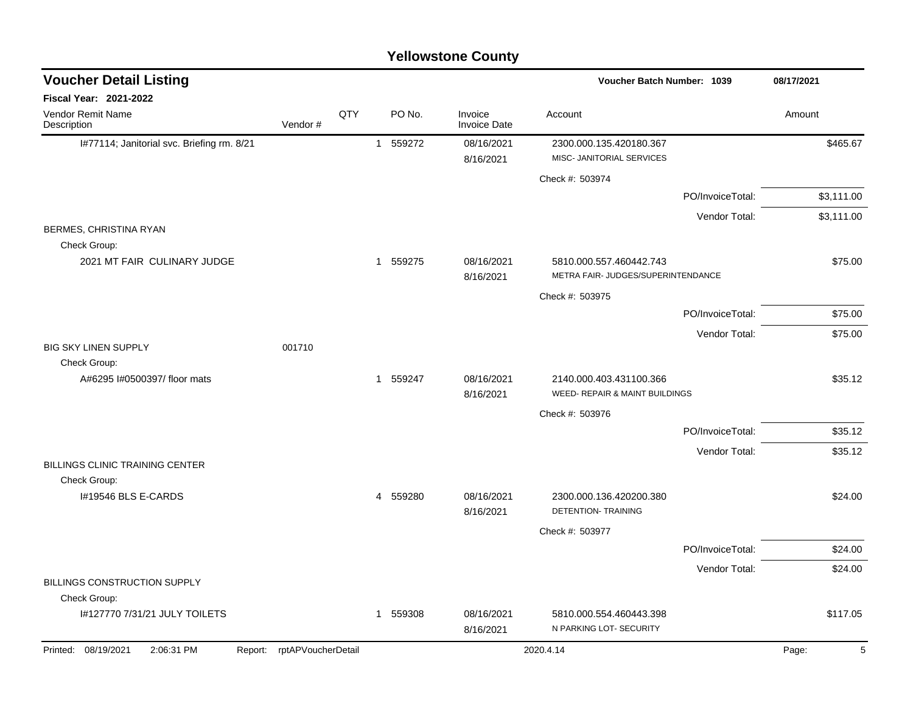# Yellowstone County

## Voucher Detail Listing

**Voucher Batch Number: 1039** | **08/17/2021**

**Fiscal Year: 2021-2022**

| Vendor Remit Name / Description | Vendor # | QTY | PO No. | Invoice / Invoice Date | Account | Amount |
|---|---|---|---|---|---|---|
| I#77114; Janitorial svc. Briefing rm. 8/21 | | 1 | 559272 | 08/16/2021 / 8/16/2021 | 2300.000.135.420180.367 MISC- JANITORIAL SERVICES | $465.67 |
| | | | | | Check #: 503974 | |
| | | | | | PO/InvoiceTotal: | $3,111.00 |
| | | | | | Vendor Total: | $3,111.00 |
| BERMES, CHRISTINA RYAN | | | | | | |
| Check Group: | | | | | | |
| 2021 MT FAIR CULINARY JUDGE | | 1 | 559275 | 08/16/2021 / 8/16/2021 | 5810.000.557.460442.743 METRA FAIR- JUDGES/SUPERINTENDANCE | $75.00 |
| | | | | | Check #: 503975 | |
| | | | | | PO/InvoiceTotal: | $75.00 |
| | | | | | Vendor Total: | $75.00 |
| BIG SKY LINEN SUPPLY | 001710 | | | | | |
| Check Group: | | | | | | |
| A#6295 I#0500397/ floor mats | | 1 | 559247 | 08/16/2021 / 8/16/2021 | 2140.000.403.431100.366 WEED- REPAIR & MAINT BUILDINGS | $35.12 |
| | | | | | Check #: 503976 | |
| | | | | | PO/InvoiceTotal: | $35.12 |
| | | | | | Vendor Total: | $35.12 |
| BILLINGS CLINIC TRAINING CENTER | | | | | | |
| Check Group: | | | | | | |
| I#19546 BLS E-CARDS | | 4 | 559280 | 08/16/2021 / 8/16/2021 | 2300.000.136.420200.380 DETENTION- TRAINING | $24.00 |
| | | | | | Check #: 503977 | |
| | | | | | PO/InvoiceTotal: | $24.00 |
| | | | | | Vendor Total: | $24.00 |
| BILLINGS CONSTRUCTION SUPPLY | | | | | | |
| Check Group: | | | | | | |
| I#127770 7/31/21 JULY TOILETS | | 1 | 559308 | 08/16/2021 / 8/16/2021 | 5810.000.554.460443.398 N PARKING LOT- SECURITY | $117.05 |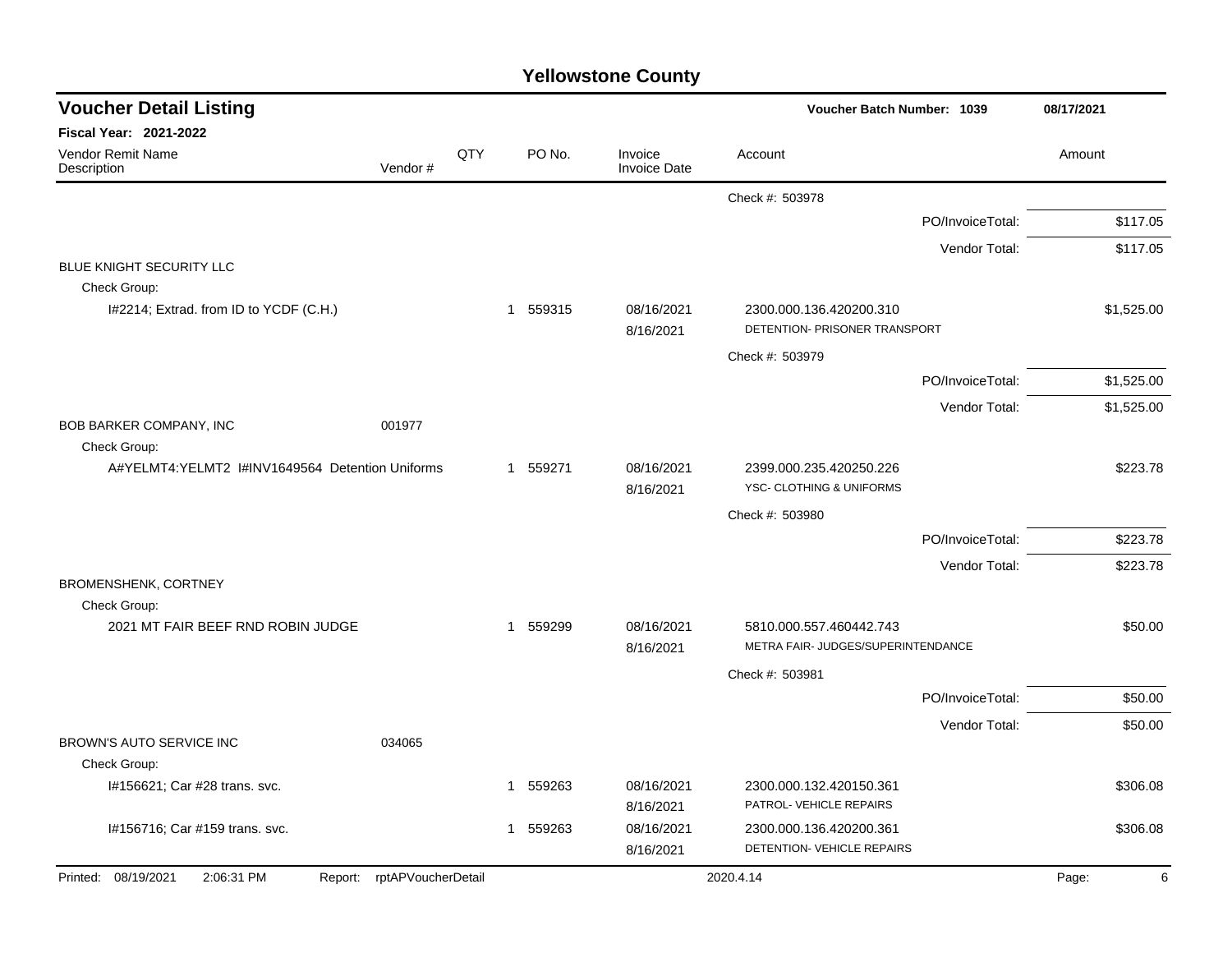# Yellowstone County

## Voucher Detail Listing

**Voucher Batch Number: 1039** — 08/17/2021

**Fiscal Year: 2021-2022**

| Vendor Remit Name / Description | Vendor # | QTY | PO No. | Invoice / Invoice Date | Account | Amount |
|---|---|---|---|---|---|---|
| | | | | | Check #: 503978 | |
| | | | | | PO/InvoiceTotal: | $117.05 |
| | | | | | Vendor Total: | $117.05 |
| BLUE KNIGHT SECURITY LLC | | | | | | |
| Check Group: | | | | | | |
| I#2214; Extrad. from ID to YCDF (C.H.) | | 1 | 559315 | 08/16/2021 8/16/2021 | 2300.000.136.420200.310 DETENTION- PRISONER TRANSPORT | $1,525.00 |
| | | | | | Check #: 503979 | |
| | | | | | PO/InvoiceTotal: | $1,525.00 |
| | | | | | Vendor Total: | $1,525.00 |
| BOB BARKER COMPANY, INC | 001977 | | | | | |
| Check Group: | | | | | | |
| A#YELMT4:YELMT2 I#INV1649564 Detention Uniforms | | 1 | 559271 | 08/16/2021 8/16/2021 | 2399.000.235.420250.226 YSC- CLOTHING & UNIFORMS | $223.78 |
| | | | | | Check #: 503980 | |
| | | | | | PO/InvoiceTotal: | $223.78 |
| | | | | | Vendor Total: | $223.78 |
| BROMENSHENK, CORTNEY | | | | | | |
| Check Group: | | | | | | |
| 2021 MT FAIR BEEF RND ROBIN JUDGE | | 1 | 559299 | 08/16/2021 8/16/2021 | 5810.000.557.460442.743 METRA FAIR- JUDGES/SUPERINTENDANCE | $50.00 |
| | | | | | Check #: 503981 | |
| | | | | | PO/InvoiceTotal: | $50.00 |
| | | | | | Vendor Total: | $50.00 |
| BROWN'S AUTO SERVICE INC | 034065 | | | | | |
| Check Group: | | | | | | |
| I#156621; Car #28 trans. svc. | | 1 | 559263 | 08/16/2021 8/16/2021 | 2300.000.132.420150.361 PATROL- VEHICLE REPAIRS | $306.08 |
| I#156716; Car #159 trans. svc. | | 1 | 559263 | 08/16/2021 8/16/2021 | 2300.000.136.420200.361 DETENTION- VEHICLE REPAIRS | $306.08 |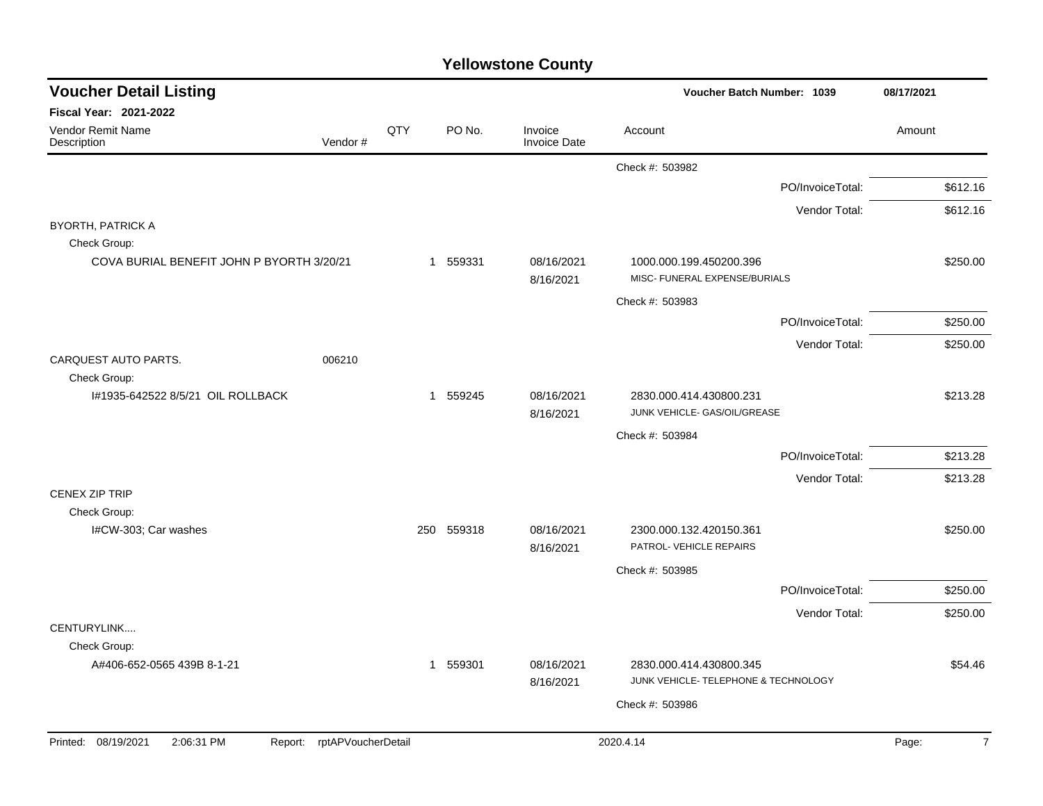# Yellowstone County

## Voucher Detail Listing

Voucher Batch Number: 1039 — 08/17/2021

**Fiscal Year: 2021-2022**

| Vendor Remit Name / Description | Vendor # | QTY | PO No. | Invoice / Invoice Date | Account | Amount |
|---|---|---|---|---|---|---|
| | | | | | Check #: 503982 | |
| | | | | | PO/InvoiceTotal: | $612.16 |
| | | | | | Vendor Total: | $612.16 |
| BYORTH, PATRICK A | | | | | | |
| Check Group: | | | | | | |
| COVA BURIAL BENEFIT JOHN P BYORTH 3/20/21 | | 1 | 559331 | 08/16/2021<br>8/16/2021 | 1000.000.199.450200.396<br>MISC- FUNERAL EXPENSE/BURIALS | $250.00 |
| | | | | | Check #: 503983 | |
| | | | | | PO/InvoiceTotal: | $250.00 |
| | | | | | Vendor Total: | $250.00 |
| CARQUEST AUTO PARTS. | 006210 | | | | | |
| Check Group: | | | | | | |
| I#1935-642522 8/5/21 OIL ROLLBACK | | 1 | 559245 | 08/16/2021<br>8/16/2021 | 2830.000.414.430800.231<br>JUNK VEHICLE- GAS/OIL/GREASE | $213.28 |
| | | | | | Check #: 503984 | |
| | | | | | PO/InvoiceTotal: | $213.28 |
| | | | | | Vendor Total: | $213.28 |
| CENEX ZIP TRIP | | | | | | |
| Check Group: | | | | | | |
| I#CW-303; Car washes | | 250 | 559318 | 08/16/2021<br>8/16/2021 | 2300.000.132.420150.361<br>PATROL- VEHICLE REPAIRS | $250.00 |
| | | | | | Check #: 503985 | |
| | | | | | PO/InvoiceTotal: | $250.00 |
| | | | | | Vendor Total: | $250.00 |
| CENTURYLINK.... | | | | | | |
| Check Group: | | | | | | |
| A#406-652-0565 439B 8-1-21 | | 1 | 559301 | 08/16/2021<br>8/16/2021 | 2830.000.414.430800.345<br>JUNK VEHICLE- TELEPHONE & TECHNOLOGY | $54.46 |
| | | | | | Check #: 503986 | |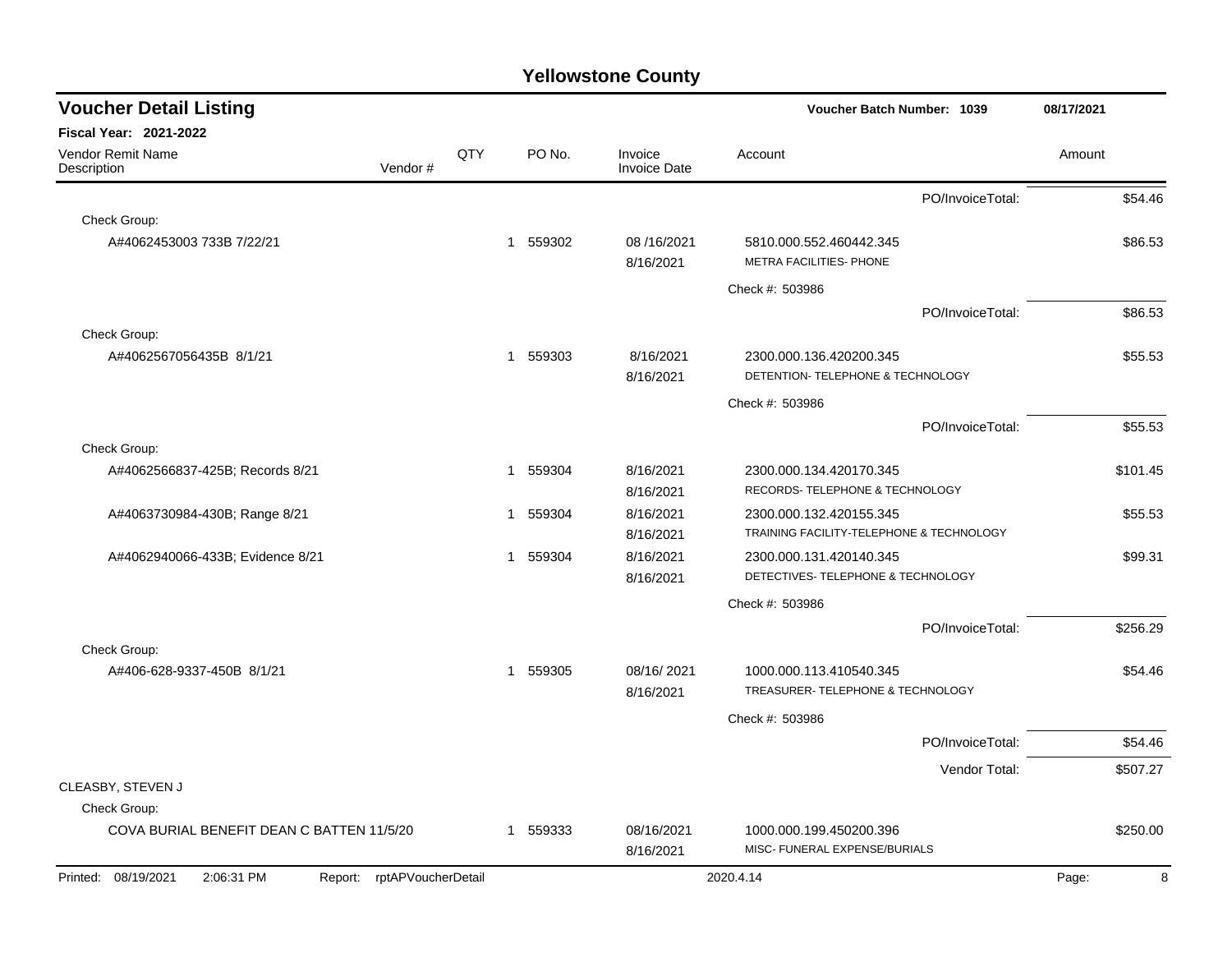# Yellowstone County

## Voucher Detail Listing

**Voucher Batch Number: 1039** — 08/17/2021

**Fiscal Year: 2021-2022**

| Vendor Remit Name / Description | Vendor # | QTY | PO No. | Invoice / Invoice Date | Account | Amount |
|---|---|---|---|---|---|---|
| | | | | | PO/InvoiceTotal: | $54.46 |
| Check Group: | | | | | | |
| A#4062453003 733B 7/22/21 | | 1 | 559302 | 08 /16/2021<br>8/16/2021 | 5810.000.552.460442.345<br>METRA FACILITIES- PHONE | $86.53 |
| | | | | | Check #: 503986 | |
| | | | | | PO/InvoiceTotal: | $86.53 |
| Check Group: | | | | | | |
| A#4062567056435B 8/1/21 | | 1 | 559303 | 8/16/2021<br>8/16/2021 | 2300.000.136.420200.345<br>DETENTION- TELEPHONE & TECHNOLOGY | $55.53 |
| | | | | | Check #: 503986 | |
| | | | | | PO/InvoiceTotal: | $55.53 |
| Check Group: | | | | | | |
| A#4062566837-425B; Records 8/21 | | 1 | 559304 | 8/16/2021<br>8/16/2021 | 2300.000.134.420170.345<br>RECORDS- TELEPHONE & TECHNOLOGY | $101.45 |
| A#4063730984-430B; Range 8/21 | | 1 | 559304 | 8/16/2021<br>8/16/2021 | 2300.000.132.420155.345<br>TRAINING FACILITY-TELEPHONE & TECHNOLOGY | $55.53 |
| A#4062940066-433B; Evidence 8/21 | | 1 | 559304 | 8/16/2021<br>8/16/2021 | 2300.000.131.420140.345<br>DETECTIVES- TELEPHONE & TECHNOLOGY | $99.31 |
| | | | | | Check #: 503986 | |
| | | | | | PO/InvoiceTotal: | $256.29 |
| Check Group: | | | | | | |
| A#406-628-9337-450B 8/1/21 | | 1 | 559305 | 08/16/ 2021<br>8/16/2021 | 1000.000.113.410540.345<br>TREASURER- TELEPHONE & TECHNOLOGY | $54.46 |
| | | | | | Check #: 503986 | |
| | | | | | PO/InvoiceTotal: | $54.46 |
| | | | | | Vendor Total: | $507.27 |
| CLEASBY, STEVEN J | | | | | | |
| Check Group: | | | | | | |
| COVA BURIAL BENEFIT DEAN C BATTEN 11/5/20 | | 1 | 559333 | 08/16/2021<br>8/16/2021 | 1000.000.199.450200.396<br>MISC- FUNERAL EXPENSE/BURIALS | $250.00 |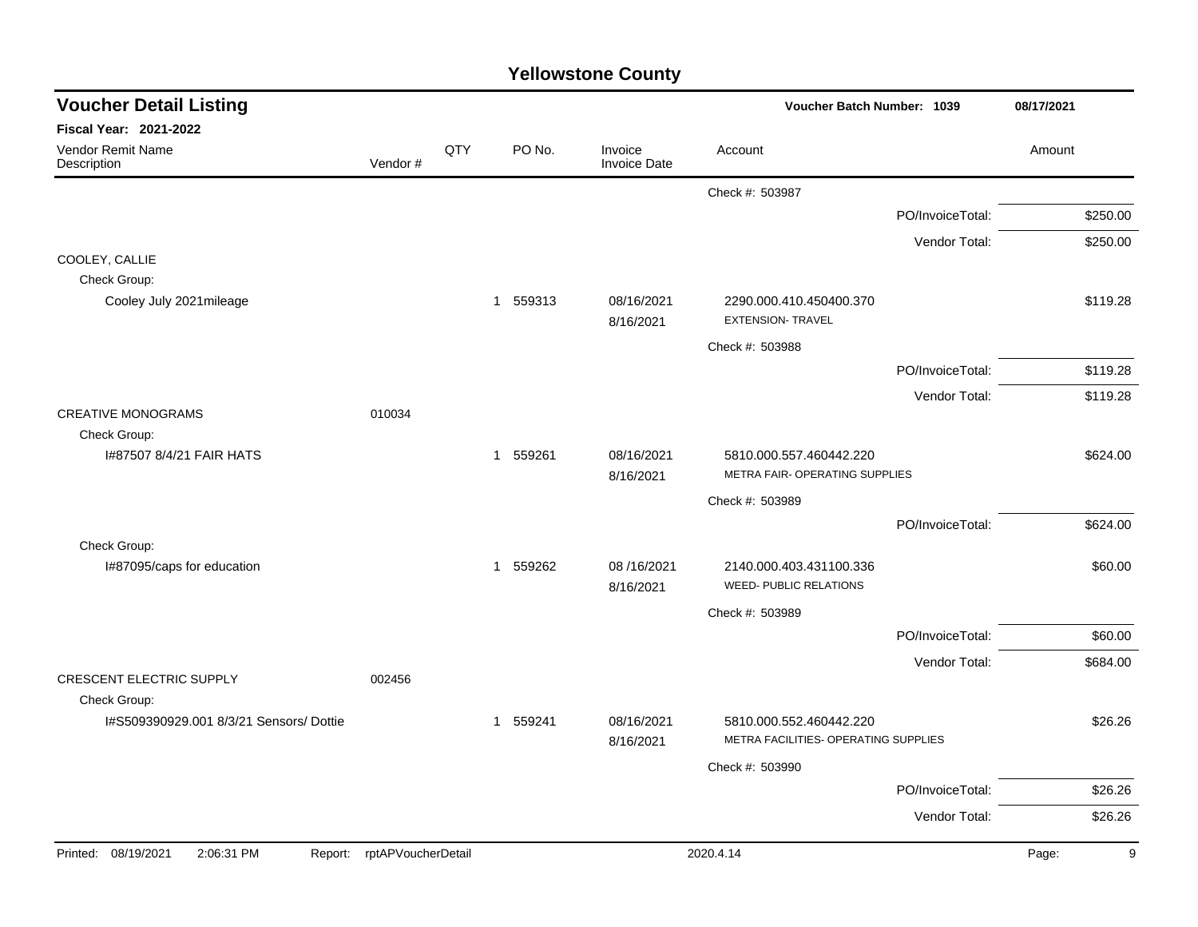# Yellowstone County

## Voucher Detail Listing

Voucher Batch Number: 1039 — 08/17/2021

**Fiscal Year: 2021-2022**

| Vendor Remit Name / Description | Vendor # | QTY | PO No. | Invoice / Invoice Date | Account | Amount |
|---|---|---|---|---|---|---|
| | | | | | Check #: 503987 | |
| | | | | | PO/InvoiceTotal: | $250.00 |
| | | | | | Vendor Total: | $250.00 |
| COOLEY, CALLIE | | | | | | |
| Check Group: | | | | | | |
| Cooley July 2021mileage | | 1 | 559313 | 08/16/2021 8/16/2021 | 2290.000.410.450400.370 EXTENSION- TRAVEL | $119.28 |
| | | | | | Check #: 503988 | |
| | | | | | PO/InvoiceTotal: | $119.28 |
| | | | | | Vendor Total: | $119.28 |
| CREATIVE MONOGRAMS | 010034 | | | | | |
| Check Group: | | | | | | |
| I#87507 8/4/21 FAIR HATS | | 1 | 559261 | 08/16/2021 8/16/2021 | 5810.000.557.460442.220 METRA FAIR- OPERATING SUPPLIES | $624.00 |
| | | | | | Check #: 503989 | |
| | | | | | PO/InvoiceTotal: | $624.00 |
| Check Group: | | | | | | |
| I#87095/caps for education | | 1 | 559262 | 08 /16/2021 8/16/2021 | 2140.000.403.431100.336 WEED- PUBLIC RELATIONS | $60.00 |
| | | | | | Check #: 503989 | |
| | | | | | PO/InvoiceTotal: | $60.00 |
| | | | | | Vendor Total: | $684.00 |
| CRESCENT ELECTRIC SUPPLY | 002456 | | | | | |
| Check Group: | | | | | | |
| I#S509390929.001 8/3/21 Sensors/ Dottie | | 1 | 559241 | 08/16/2021 8/16/2021 | 5810.000.552.460442.220 METRA FACILITIES- OPERATING SUPPLIES | $26.26 |
| | | | | | Check #: 503990 | |
| | | | | | PO/InvoiceTotal: | $26.26 |
| | | | | | Vendor Total: | $26.26 |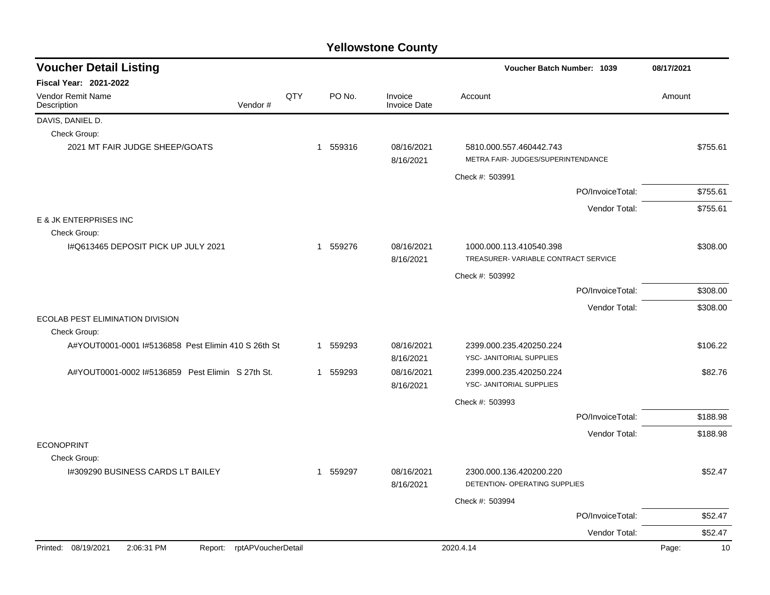# Yellowstone County

## Voucher Detail Listing

**Fiscal Year: 2021-2022**

Voucher Batch Number: 1039 — 08/17/2021

| Vendor Remit Name / Description | Vendor # | QTY | PO No. | Invoice / Invoice Date | Account | Amount |
|---|---|---|---|---|---|---|
| **DAVIS, DANIEL D.** | | | | | | |
| Check Group: | | | | | | |
| 2021 MT FAIR JUDGE SHEEP/GOATS | | 1 | 559316 | 08/16/2021 / 8/16/2021 | 5810.000.557.460442.743 METRA FAIR- JUDGES/SUPERINTENDANCE | $755.61 |
| | | | | | Check #: 503991 | |
| | | | | | PO/InvoiceTotal: | $755.61 |
| | | | | | Vendor Total: | $755.61 |
| **E & JK ENTERPRISES INC** | | | | | | |
| Check Group: | | | | | | |
| I#Q613465 DEPOSIT PICK UP JULY 2021 | | 1 | 559276 | 08/16/2021 / 8/16/2021 | 1000.000.113.410540.398 TREASURER- VARIABLE CONTRACT SERVICE | $308.00 |
| | | | | | Check #: 503992 | |
| | | | | | PO/InvoiceTotal: | $308.00 |
| | | | | | Vendor Total: | $308.00 |
| **ECOLAB PEST ELIMINATION DIVISION** | | | | | | |
| Check Group: | | | | | | |
| A#YOUT0001-0001 I#5136858 Pest Elimin 410 S 26th St | | 1 | 559293 | 08/16/2021 / 8/16/2021 | 2399.000.235.420250.224 YSC- JANITORIAL SUPPLIES | $106.22 |
| A#YOUT0001-0002 I#5136859 Pest Elimin S 27th St. | | 1 | 559293 | 08/16/2021 / 8/16/2021 | 2399.000.235.420250.224 YSC- JANITORIAL SUPPLIES | $82.76 |
| | | | | | Check #: 503993 | |
| | | | | | PO/InvoiceTotal: | $188.98 |
| | | | | | Vendor Total: | $188.98 |
| **ECONOPRINT** | | | | | | |
| Check Group: | | | | | | |
| I#309290 BUSINESS CARDS LT BAILEY | | 1 | 559297 | 08/16/2021 / 8/16/2021 | 2300.000.136.420200.220 DETENTION- OPERATING SUPPLIES | $52.47 |
| | | | | | Check #: 503994 | |
| | | | | | PO/InvoiceTotal: | $52.47 |
| | | | | | Vendor Total: | $52.47 |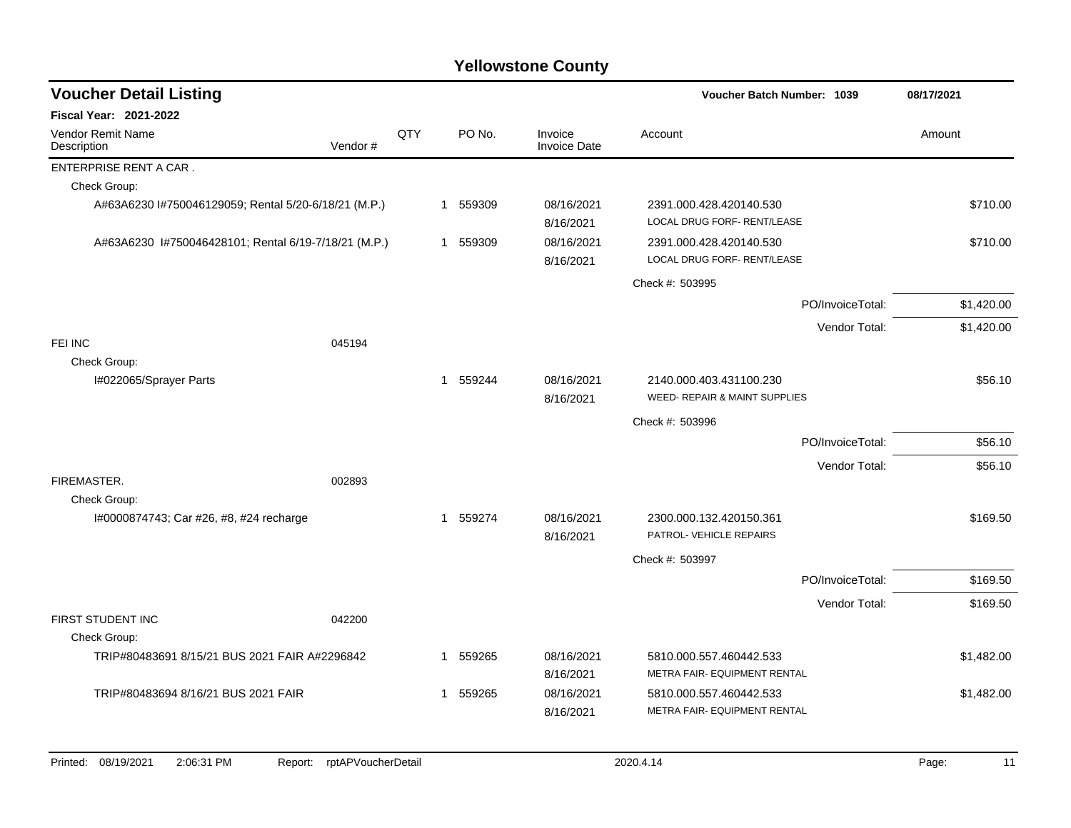# Yellowstone County

## Voucher Detail Listing

Voucher Batch Number: 1039 — 08/17/2021

**Fiscal Year: 2021-2022**

| Vendor Remit Name / Description | Vendor # | QTY | PO No. | Invoice / Invoice Date | Account | Amount |
|---|---|---|---|---|---|---|
| ENTERPRISE RENT A CAR . | | | | | | |
| Check Group: | | | | | | |
| A#63A6230 I#750046129059; Rental 5/20-6/18/21 (M.P.) | | 1 | 559309 | 08/16/2021 8/16/2021 | 2391.000.428.420140.530 LOCAL DRUG FORF- RENT/LEASE | $710.00 |
| A#63A6230 I#750046428101; Rental 6/19-7/18/21 (M.P.) | | 1 | 559309 | 08/16/2021 8/16/2021 | 2391.000.428.420140.530 LOCAL DRUG FORF- RENT/LEASE | $710.00 |
| | | | | | Check #: 503995 | |
| | | | | | PO/InvoiceTotal: | $1,420.00 |
| | | | | | Vendor Total: | $1,420.00 |
| FEI INC | 045194 | | | | | |
| Check Group: | | | | | | |
| I#022065/Sprayer Parts | | 1 | 559244 | 08/16/2021 8/16/2021 | 2140.000.403.431100.230 WEED- REPAIR & MAINT SUPPLIES | $56.10 |
| | | | | | Check #: 503996 | |
| | | | | | PO/InvoiceTotal: | $56.10 |
| | | | | | Vendor Total: | $56.10 |
| FIREMASTER. | 002893 | | | | | |
| Check Group: | | | | | | |
| I#0000874743; Car #26, #8, #24 recharge | | 1 | 559274 | 08/16/2021 8/16/2021 | 2300.000.132.420150.361 PATROL- VEHICLE REPAIRS | $169.50 |
| | | | | | Check #: 503997 | |
| | | | | | PO/InvoiceTotal: | $169.50 |
| | | | | | Vendor Total: | $169.50 |
| FIRST STUDENT INC | 042200 | | | | | |
| Check Group: | | | | | | |
| TRIP#80483691 8/15/21 BUS 2021 FAIR A#2296842 | | 1 | 559265 | 08/16/2021 8/16/2021 | 5810.000.557.460442.533 METRA FAIR- EQUIPMENT RENTAL | $1,482.00 |
| TRIP#80483694 8/16/21 BUS 2021 FAIR | | 1 | 559265 | 08/16/2021 8/16/2021 | 5810.000.557.460442.533 METRA FAIR- EQUIPMENT RENTAL | $1,482.00 |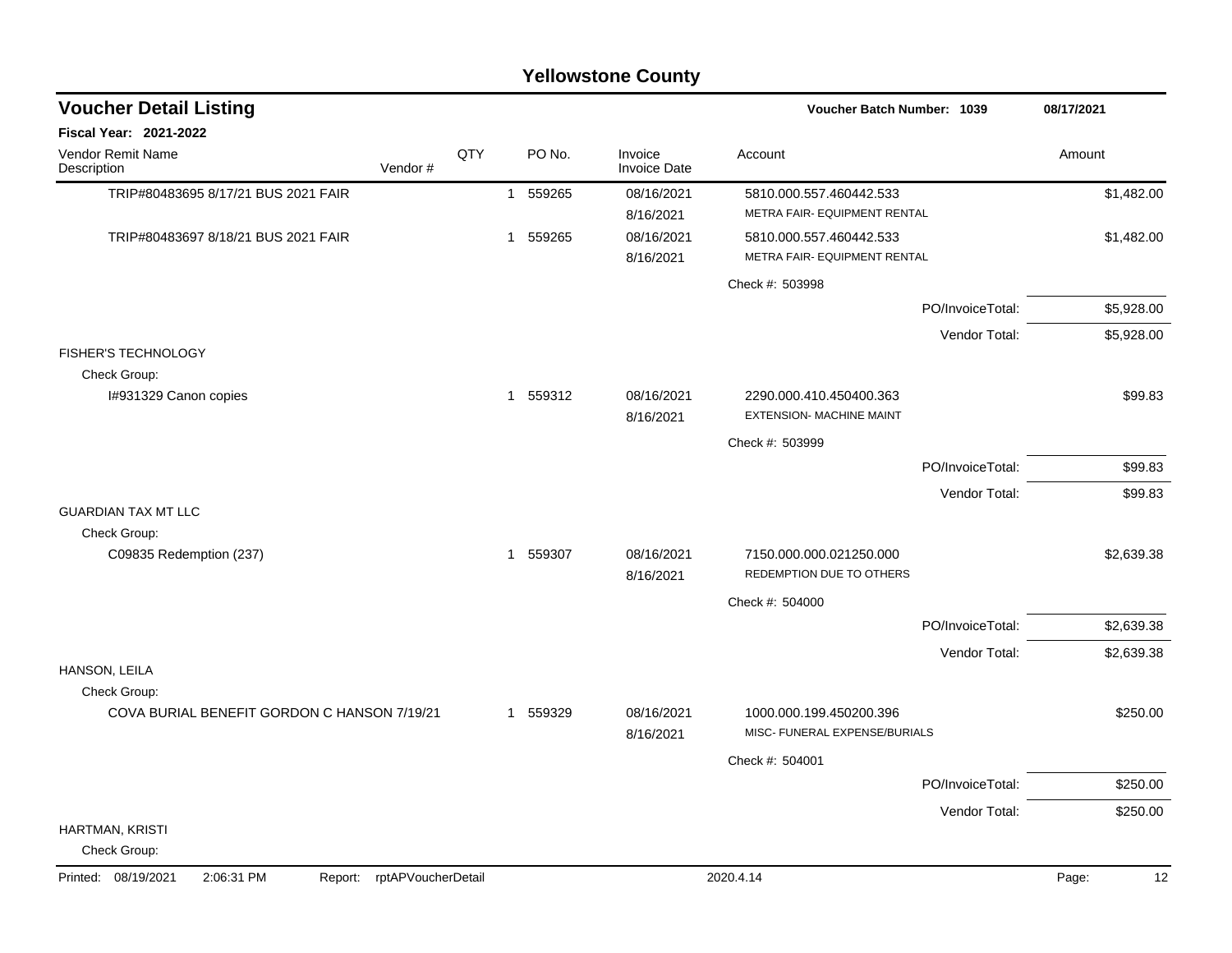# Yellowstone County

## Voucher Detail Listing

**Voucher Batch Number: 1039** — 08/17/2021

**Fiscal Year: 2021-2022**

| Vendor Remit Name / Description | Vendor # | QTY | PO No. | Invoice / Invoice Date | Account | Amount |
|---|---|---|---|---|---|---|
| TRIP#80483695 8/17/21 BUS 2021 FAIR | | 1 | 559265 | 08/16/2021<br>8/16/2021 | 5810.000.557.460442.533<br>METRA FAIR- EQUIPMENT RENTAL | $1,482.00 |
| TRIP#80483697 8/18/21 BUS 2021 FAIR | | 1 | 559265 | 08/16/2021<br>8/16/2021 | 5810.000.557.460442.533<br>METRA FAIR- EQUIPMENT RENTAL | $1,482.00 |
| | | | | | Check #: 503998 | |
| | | | | | PO/InvoiceTotal: | $5,928.00 |
| | | | | | Vendor Total: | $5,928.00 |
| FISHER'S TECHNOLOGY | | | | | | |
| Check Group: | | | | | | |
| I#931329 Canon copies | | 1 | 559312 | 08/16/2021<br>8/16/2021 | 2290.000.410.450400.363<br>EXTENSION- MACHINE MAINT | $99.83 |
| | | | | | Check #: 503999 | |
| | | | | | PO/InvoiceTotal: | $99.83 |
| | | | | | Vendor Total: | $99.83 |
| GUARDIAN TAX MT LLC | | | | | | |
| Check Group: | | | | | | |
| C09835 Redemption (237) | | 1 | 559307 | 08/16/2021<br>8/16/2021 | 7150.000.000.021250.000<br>REDEMPTION DUE TO OTHERS | $2,639.38 |
| | | | | | Check #: 504000 | |
| | | | | | PO/InvoiceTotal: | $2,639.38 |
| | | | | | Vendor Total: | $2,639.38 |
| HANSON, LEILA | | | | | | |
| Check Group: | | | | | | |
| COVA BURIAL BENEFIT GORDON C HANSON 7/19/21 | | 1 | 559329 | 08/16/2021<br>8/16/2021 | 1000.000.199.450200.396<br>MISC- FUNERAL EXPENSE/BURIALS | $250.00 |
| | | | | | Check #: 504001 | |
| | | | | | PO/InvoiceTotal: | $250.00 |
| | | | | | Vendor Total: | $250.00 |
| HARTMAN, KRISTI | | | | | | |
| Check Group: | | | | | | |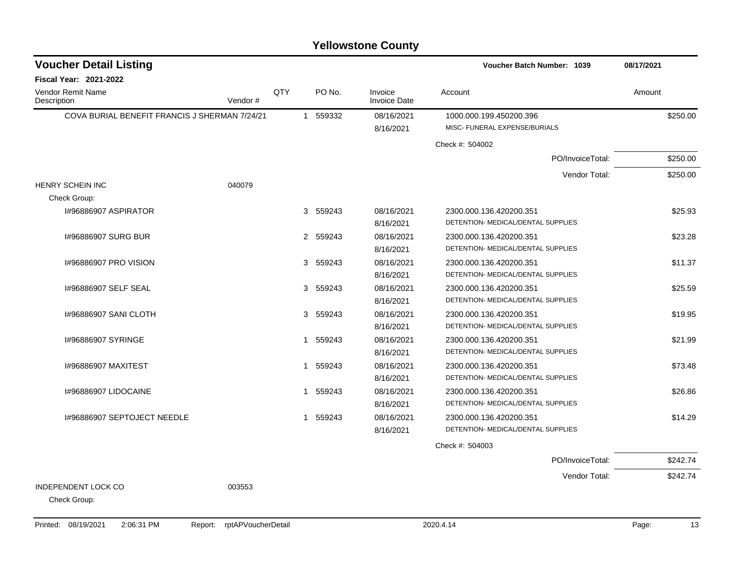# Yellowstone County

## Voucher Detail Listing

**Voucher Batch Number: 1039** 08/17/2021

**Fiscal Year: 2021-2022**

| Vendor Remit Name / Description | Vendor # | QTY | PO No. | Invoice / Invoice Date | Account | Amount |
|---|---|---|---|---|---|---|
| COVA BURIAL BENEFIT FRANCIS J SHERMAN 7/24/21 | | 1 | 559332 | 08/16/2021 / 8/16/2021 | 1000.000.199.450200.396 MISC- FUNERAL EXPENSE/BURIALS | $250.00 |
| | | | | | Check #: 504002 | |
| | | | | | PO/InvoiceTotal: | $250.00 |
| | | | | | Vendor Total: | $250.00 |
| HENRY SCHEIN INC | 040079 | | | | | |
| Check Group: | | | | | | |
| I#96886907 ASPIRATOR | | 3 | 559243 | 08/16/2021 / 8/16/2021 | 2300.000.136.420200.351 DETENTION- MEDICAL/DENTAL SUPPLIES | $25.93 |
| I#96886907 SURG BUR | | 2 | 559243 | 08/16/2021 / 8/16/2021 | 2300.000.136.420200.351 DETENTION- MEDICAL/DENTAL SUPPLIES | $23.28 |
| I#96886907 PRO VISION | | 3 | 559243 | 08/16/2021 / 8/16/2021 | 2300.000.136.420200.351 DETENTION- MEDICAL/DENTAL SUPPLIES | $11.37 |
| I#96886907 SELF SEAL | | 3 | 559243 | 08/16/2021 / 8/16/2021 | 2300.000.136.420200.351 DETENTION- MEDICAL/DENTAL SUPPLIES | $25.59 |
| I#96886907 SANI CLOTH | | 3 | 559243 | 08/16/2021 / 8/16/2021 | 2300.000.136.420200.351 DETENTION- MEDICAL/DENTAL SUPPLIES | $19.95 |
| I#96886907 SYRINGE | | 1 | 559243 | 08/16/2021 / 8/16/2021 | 2300.000.136.420200.351 DETENTION- MEDICAL/DENTAL SUPPLIES | $21.99 |
| I#96886907 MAXITEST | | 1 | 559243 | 08/16/2021 / 8/16/2021 | 2300.000.136.420200.351 DETENTION- MEDICAL/DENTAL SUPPLIES | $73.48 |
| I#96886907 LIDOCAINE | | 1 | 559243 | 08/16/2021 / 8/16/2021 | 2300.000.136.420200.351 DETENTION- MEDICAL/DENTAL SUPPLIES | $26.86 |
| I#96886907 SEPTOJECT NEEDLE | | 1 | 559243 | 08/16/2021 / 8/16/2021 | 2300.000.136.420200.351 DETENTION- MEDICAL/DENTAL SUPPLIES | $14.29 |
| | | | | | Check #: 504003 | |
| | | | | | PO/InvoiceTotal: | $242.74 |
| | | | | | Vendor Total: | $242.74 |
| INDEPENDENT LOCK CO | 003553 | | | | | |
| Check Group: | | | | | | |

Printed: 08/19/2021 2:06:31 PM Report: rptAPVoucherDetail 2020.4.14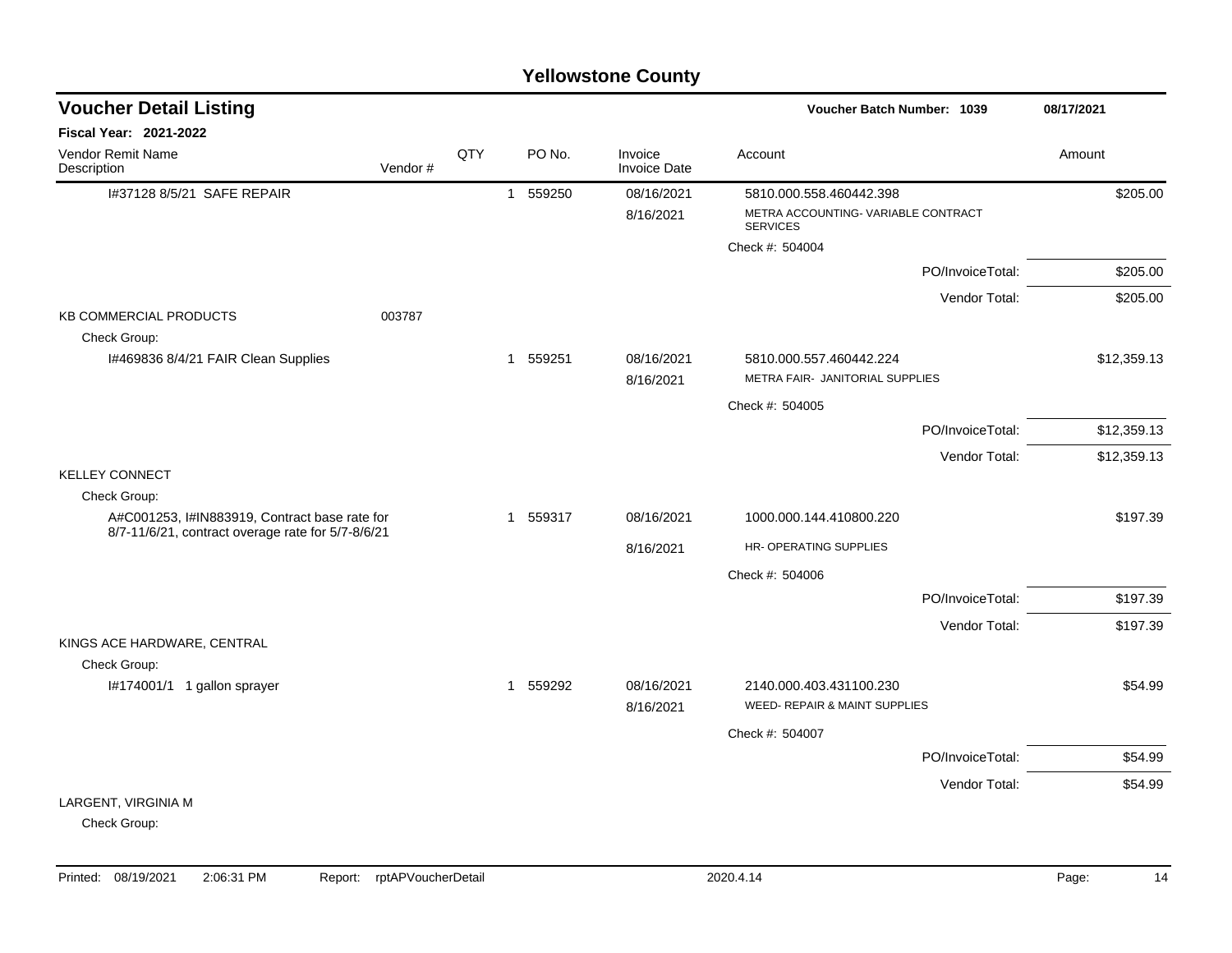# Yellowstone County

## Voucher Detail Listing

**Voucher Batch Number: 1039** — 08/17/2021

**Fiscal Year: 2021-2022**

| Vendor Remit Name / Description | Vendor # | QTY | PO No. | Invoice / Invoice Date | Account | Amount |
|---|---|---|---|---|---|---|
| I#37128 8/5/21 SAFE REPAIR | | 1 | 559250 | 08/16/2021 | 5810.000.558.460442.398 | $205.00 |
| | | | | 8/16/2021 | METRA ACCOUNTING- VARIABLE CONTRACT SERVICES | |
| | | | | | Check #: 504004 | |
| | | | | | PO/InvoiceTotal: | $205.00 |
| | | | | | Vendor Total: | $205.00 |
| KB COMMERCIAL PRODUCTS | 003787 | | | | | |
| Check Group: | | | | | | |
| I#469836 8/4/21 FAIR Clean Supplies | | 1 | 559251 | 08/16/2021 | 5810.000.557.460442.224 | $12,359.13 |
| | | | | 8/16/2021 | METRA FAIR- JANITORIAL SUPPLIES | |
| | | | | | Check #: 504005 | |
| | | | | | PO/InvoiceTotal: | $12,359.13 |
| | | | | | Vendor Total: | $12,359.13 |
| KELLEY CONNECT | | | | | | |
| Check Group: | | | | | | |
| A#C001253, I#IN883919, Contract base rate for 8/7-11/6/21, contract overage rate for 5/7-8/6/21 | | 1 | 559317 | 08/16/2021 | 1000.000.144.410800.220 | $197.39 |
| | | | | 8/16/2021 | HR- OPERATING SUPPLIES | |
| | | | | | Check #: 504006 | |
| | | | | | PO/InvoiceTotal: | $197.39 |
| | | | | | Vendor Total: | $197.39 |
| KINGS ACE HARDWARE, CENTRAL | | | | | | |
| Check Group: | | | | | | |
| I#174001/1 1 gallon sprayer | | 1 | 559292 | 08/16/2021 | 2140.000.403.431100.230 | $54.99 |
| | | | | 8/16/2021 | WEED- REPAIR & MAINT SUPPLIES | |
| | | | | | Check #: 504007 | |
| | | | | | PO/InvoiceTotal: | $54.99 |
| | | | | | Vendor Total: | $54.99 |
| LARGENT, VIRGINIA M | | | | | | |
| Check Group: | | | | | | |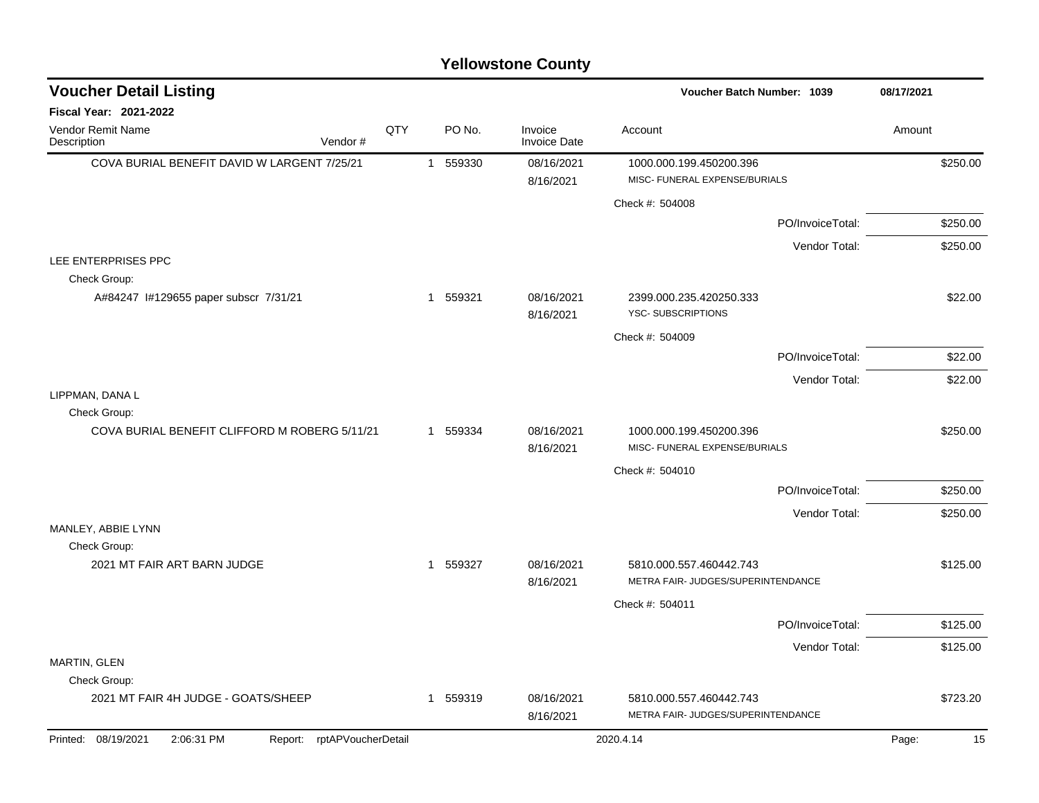# Yellowstone County

## Voucher Detail Listing

Voucher Batch Number: 1039 — 08/17/2021

**Fiscal Year: 2021-2022**

| Vendor Remit Name / Description | Vendor # | QTY | PO No. | Invoice / Invoice Date | Account | Amount |
|---|---|---|---|---|---|---|
| COVA BURIAL BENEFIT DAVID W LARGENT 7/25/21 | | 1 | 559330 | 08/16/2021<br>8/16/2021 | 1000.000.199.450200.396<br>MISC- FUNERAL EXPENSE/BURIALS | $250.00 |
| | | | | | Check #: 504008 | |
| | | | | | PO/InvoiceTotal: | $250.00 |
| | | | | | Vendor Total: | $250.00 |
| LEE ENTERPRISES PPC | | | | | | |
| Check Group: | | | | | | |
| A#84247 I#129655 paper subscr 7/31/21 | | 1 | 559321 | 08/16/2021<br>8/16/2021 | 2399.000.235.420250.333<br>YSC- SUBSCRIPTIONS | $22.00 |
| | | | | | Check #: 504009 | |
| | | | | | PO/InvoiceTotal: | $22.00 |
| | | | | | Vendor Total: | $22.00 |
| LIPPMAN, DANA L | | | | | | |
| Check Group: | | | | | | |
| COVA BURIAL BENEFIT CLIFFORD M ROBERG 5/11/21 | | 1 | 559334 | 08/16/2021<br>8/16/2021 | 1000.000.199.450200.396<br>MISC- FUNERAL EXPENSE/BURIALS | $250.00 |
| | | | | | Check #: 504010 | |
| | | | | | PO/InvoiceTotal: | $250.00 |
| | | | | | Vendor Total: | $250.00 |
| MANLEY, ABBIE LYNN | | | | | | |
| Check Group: | | | | | | |
| 2021 MT FAIR ART BARN JUDGE | | 1 | 559327 | 08/16/2021<br>8/16/2021 | 5810.000.557.460442.743<br>METRA FAIR- JUDGES/SUPERINTENDANCE | $125.00 |
| | | | | | Check #: 504011 | |
| | | | | | PO/InvoiceTotal: | $125.00 |
| | | | | | Vendor Total: | $125.00 |
| MARTIN, GLEN | | | | | | |
| Check Group: | | | | | | |
| 2021 MT FAIR 4H JUDGE - GOATS/SHEEP | | 1 | 559319 | 08/16/2021<br>8/16/2021 | 5810.000.557.460442.743<br>METRA FAIR- JUDGES/SUPERINTENDANCE | $723.20 |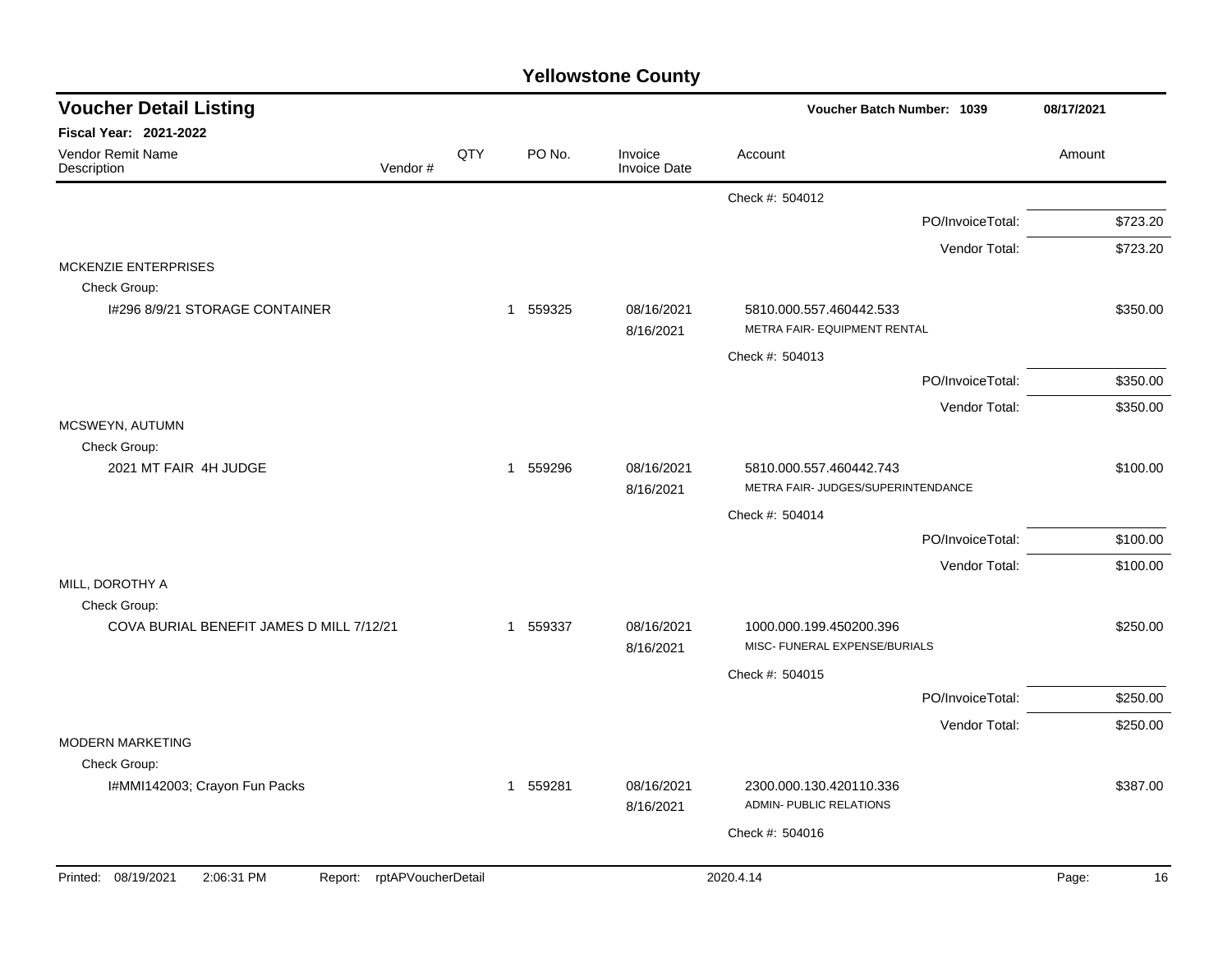# Yellowstone County

## Voucher Detail Listing

**Voucher Batch Number: 1039** 08/17/2021

**Fiscal Year: 2021-2022**

| Vendor Remit Name / Description | Vendor # | QTY | PO No. | Invoice / Invoice Date | Account | Amount |
|---|---|---|---|---|---|---|
| | | | | | Check #: 504012 | |
| | | | | | PO/InvoiceTotal: | $723.20 |
| | | | | | Vendor Total: | $723.20 |
| MCKENZIE ENTERPRISES | | | | | | |
| Check Group: | | | | | | |
| I#296 8/9/21 STORAGE CONTAINER | | 1 | 559325 | 08/16/2021 8/16/2021 | 5810.000.557.460442.533 METRA FAIR- EQUIPMENT RENTAL | $350.00 |
| | | | | | Check #: 504013 | |
| | | | | | PO/InvoiceTotal: | $350.00 |
| | | | | | Vendor Total: | $350.00 |
| MCSWEYN, AUTUMN | | | | | | |
| Check Group: | | | | | | |
| 2021 MT FAIR 4H JUDGE | | 1 | 559296 | 08/16/2021 8/16/2021 | 5810.000.557.460442.743 METRA FAIR- JUDGES/SUPERINTENDANCE | $100.00 |
| | | | | | Check #: 504014 | |
| | | | | | PO/InvoiceTotal: | $100.00 |
| | | | | | Vendor Total: | $100.00 |
| MILL, DOROTHY A | | | | | | |
| Check Group: | | | | | | |
| COVA BURIAL BENEFIT JAMES D MILL 7/12/21 | | 1 | 559337 | 08/16/2021 8/16/2021 | 1000.000.199.450200.396 MISC- FUNERAL EXPENSE/BURIALS | $250.00 |
| | | | | | Check #: 504015 | |
| | | | | | PO/InvoiceTotal: | $250.00 |
| | | | | | Vendor Total: | $250.00 |
| MODERN MARKETING | | | | | | |
| Check Group: | | | | | | |
| I#MMI142003; Crayon Fun Packs | | 1 | 559281 | 08/16/2021 8/16/2021 | 2300.000.130.420110.336 ADMIN- PUBLIC RELATIONS | $387.00 |
| | | | | | Check #: 504016 | |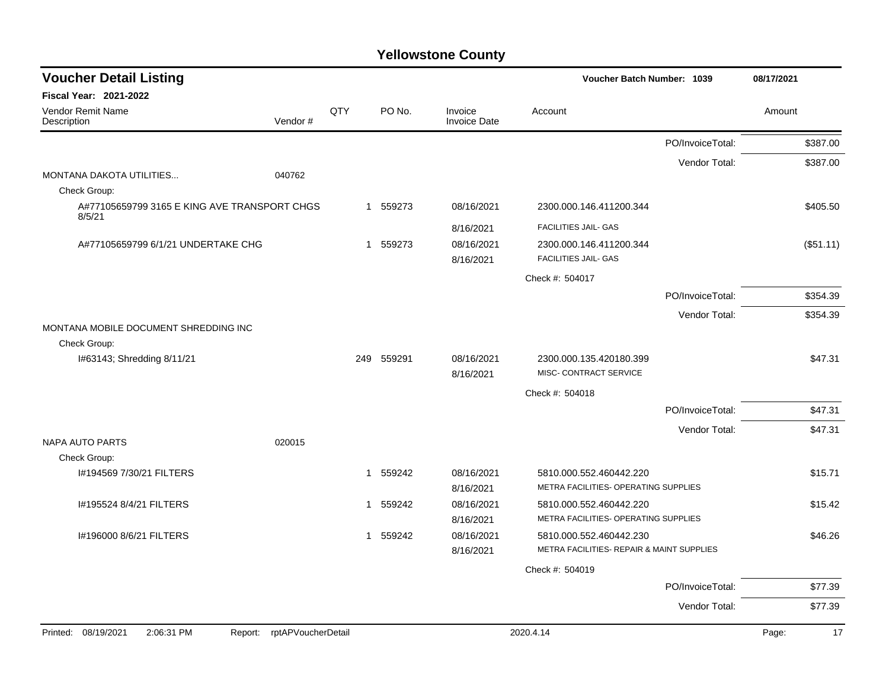# Yellowstone County

## Voucher Detail Listing

**Voucher Batch Number: 1039** — 08/17/2021

**Fiscal Year: 2021-2022**

| Vendor Remit Name / Description | Vendor # | QTY | PO No. | Invoice / Invoice Date | Account | Amount |
|---|---|---|---|---|---|---|
| | | | | | PO/InvoiceTotal: | $387.00 |
| | | | | | Vendor Total: | $387.00 |
| MONTANA DAKOTA UTILITIES... | 040762 | | | | | |
| Check Group: | | | | | | |
| A#77105659799 3165 E KING AVE TRANSPORT CHGS 8/5/21 | | 1 | 559273 | 08/16/2021<br>8/16/2021 | 2300.000.146.411200.344<br>FACILITIES JAIL- GAS | $405.50 |
| A#77105659799 6/1/21 UNDERTAKE CHG | | 1 | 559273 | 08/16/2021<br>8/16/2021 | 2300.000.146.411200.344<br>FACILITIES JAIL- GAS | ($51.11) |
| | | | | | Check #: 504017 | |
| | | | | | PO/InvoiceTotal: | $354.39 |
| | | | | | Vendor Total: | $354.39 |
| MONTANA MOBILE DOCUMENT SHREDDING INC | | | | | | |
| Check Group: | | | | | | |
| I#63143; Shredding 8/11/21 | | 249 | 559291 | 08/16/2021<br>8/16/2021 | 2300.000.135.420180.399<br>MISC- CONTRACT SERVICE | $47.31 |
| | | | | | Check #: 504018 | |
| | | | | | PO/InvoiceTotal: | $47.31 |
| | | | | | Vendor Total: | $47.31 |
| NAPA AUTO PARTS | 020015 | | | | | |
| Check Group: | | | | | | |
| I#194569 7/30/21 FILTERS | | 1 | 559242 | 08/16/2021<br>8/16/2021 | 5810.000.552.460442.220<br>METRA FACILITIES- OPERATING SUPPLIES | $15.71 |
| I#195524 8/4/21 FILTERS | | 1 | 559242 | 08/16/2021<br>8/16/2021 | 5810.000.552.460442.220<br>METRA FACILITIES- OPERATING SUPPLIES | $15.42 |
| I#196000 8/6/21 FILTERS | | 1 | 559242 | 08/16/2021<br>8/16/2021 | 5810.000.552.460442.230<br>METRA FACILITIES- REPAIR & MAINT SUPPLIES | $46.26 |
| | | | | | Check #: 504019 | |
| | | | | | PO/InvoiceTotal: | $77.39 |
| | | | | | Vendor Total: | $77.39 |

Printed: 08/19/2021 2:06:31 PM Report: rptAPVoucherDetail 2020.4.14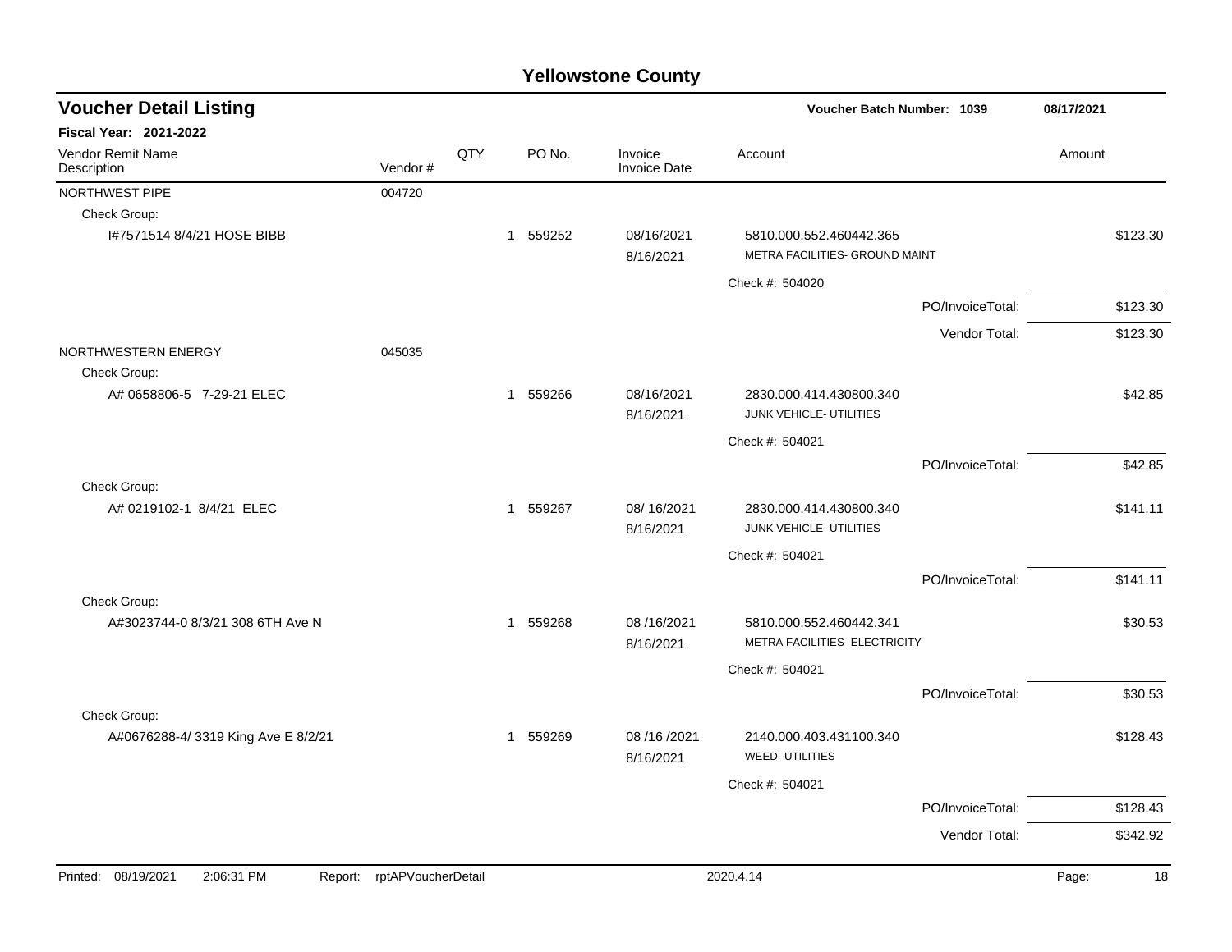# Yellowstone County

## Voucher Detail Listing

**Voucher Batch Number: 1039** — 08/17/2021

**Fiscal Year: 2021-2022**

| Vendor Remit Name / Description | Vendor # | QTY | PO No. | Invoice / Invoice Date | Account | Amount |
|---|---|---|---|---|---|---|
| NORTHWEST PIPE | 004720 | | | | | |
| Check Group: | | | | | | |
| I#7571514 8/4/21 HOSE BIBB | | 1 | 559252 | 08/16/2021 8/16/2021 | 5810.000.552.460442.365 METRA FACILITIES- GROUND MAINT | $123.30 |
| | | | | | Check #: 504020 | |
| | | | | | PO/InvoiceTotal: | $123.30 |
| | | | | | Vendor Total: | $123.30 |
| NORTHWESTERN ENERGY | 045035 | | | | | |
| Check Group: | | | | | | |
| A# 0658806-5 7-29-21 ELEC | | 1 | 559266 | 08/16/2021 8/16/2021 | 2830.000.414.430800.340 JUNK VEHICLE- UTILITIES | $42.85 |
| | | | | | Check #: 504021 | |
| | | | | | PO/InvoiceTotal: | $42.85 |
| Check Group: | | | | | | |
| A# 0219102-1 8/4/21 ELEC | | 1 | 559267 | 08/ 16/2021 8/16/2021 | 2830.000.414.430800.340 JUNK VEHICLE- UTILITIES | $141.11 |
| | | | | | Check #: 504021 | |
| | | | | | PO/InvoiceTotal: | $141.11 |
| Check Group: | | | | | | |
| A#3023744-0 8/3/21 308 6TH Ave N | | 1 | 559268 | 08 /16/2021 8/16/2021 | 5810.000.552.460442.341 METRA FACILITIES- ELECTRICITY | $30.53 |
| | | | | | Check #: 504021 | |
| | | | | | PO/InvoiceTotal: | $30.53 |
| Check Group: | | | | | | |
| A#0676288-4/ 3319 King Ave E 8/2/21 | | 1 | 559269 | 08 /16 /2021 8/16/2021 | 2140.000.403.431100.340 WEED- UTILITIES | $128.43 |
| | | | | | Check #: 504021 | |
| | | | | | PO/InvoiceTotal: | $128.43 |
| | | | | | Vendor Total: | $342.92 |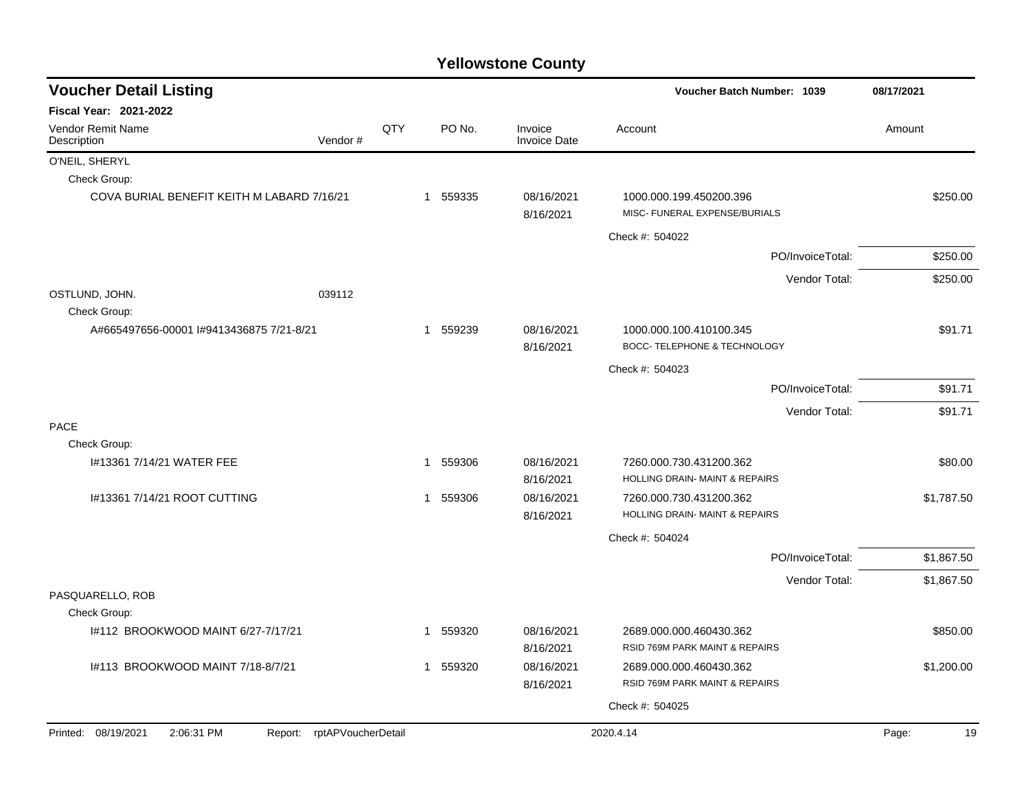# Yellowstone County

## Voucher Detail Listing

Voucher Batch Number: 1039 — 08/17/2021

**Fiscal Year: 2021-2022**

| Vendor Remit Name / Description | Vendor # | QTY | PO No. | Invoice / Invoice Date | Account | Amount |
|---|---|---|---|---|---|---|
| O'NEIL, SHERYL | | | | | | |
| Check Group: | | | | | | |
| COVA BURIAL BENEFIT KEITH M LABARD 7/16/21 | | 1 | 559335 | 08/16/2021 8/16/2021 | 1000.000.199.450200.396 MISC- FUNERAL EXPENSE/BURIALS | $250.00 |
| | | | | | Check #: 504022 | |
| | | | | | PO/InvoiceTotal: | $250.00 |
| | | | | | Vendor Total: | $250.00 |
| OSTLUND, JOHN. | 039112 | | | | | |
| Check Group: | | | | | | |
| A#665497656-00001 I#9413436875 7/21-8/21 | | 1 | 559239 | 08/16/2021 8/16/2021 | 1000.000.100.410100.345 BOCC- TELEPHONE & TECHNOLOGY | $91.71 |
| | | | | | Check #: 504023 | |
| | | | | | PO/InvoiceTotal: | $91.71 |
| | | | | | Vendor Total: | $91.71 |
| PACE | | | | | | |
| Check Group: | | | | | | |
| I#13361 7/14/21 WATER FEE | | 1 | 559306 | 08/16/2021 8/16/2021 | 7260.000.730.431200.362 HOLLING DRAIN- MAINT & REPAIRS | $80.00 |
| I#13361 7/14/21 ROOT CUTTING | | 1 | 559306 | 08/16/2021 8/16/2021 | 7260.000.730.431200.362 HOLLING DRAIN- MAINT & REPAIRS | $1,787.50 |
| | | | | | Check #: 504024 | |
| | | | | | PO/InvoiceTotal: | $1,867.50 |
| | | | | | Vendor Total: | $1,867.50 |
| PASQUARELLO, ROB | | | | | | |
| Check Group: | | | | | | |
| I#112 BROOKWOOD MAINT 6/27-7/17/21 | | 1 | 559320 | 08/16/2021 8/16/2021 | 2689.000.000.460430.362 RSID 769M PARK MAINT & REPAIRS | $850.00 |
| I#113 BROOKWOOD MAINT 7/18-8/7/21 | | 1 | 559320 | 08/16/2021 8/16/2021 | 2689.000.000.460430.362 RSID 769M PARK MAINT & REPAIRS | $1,200.00 |
| | | | | | Check #: 504025 | |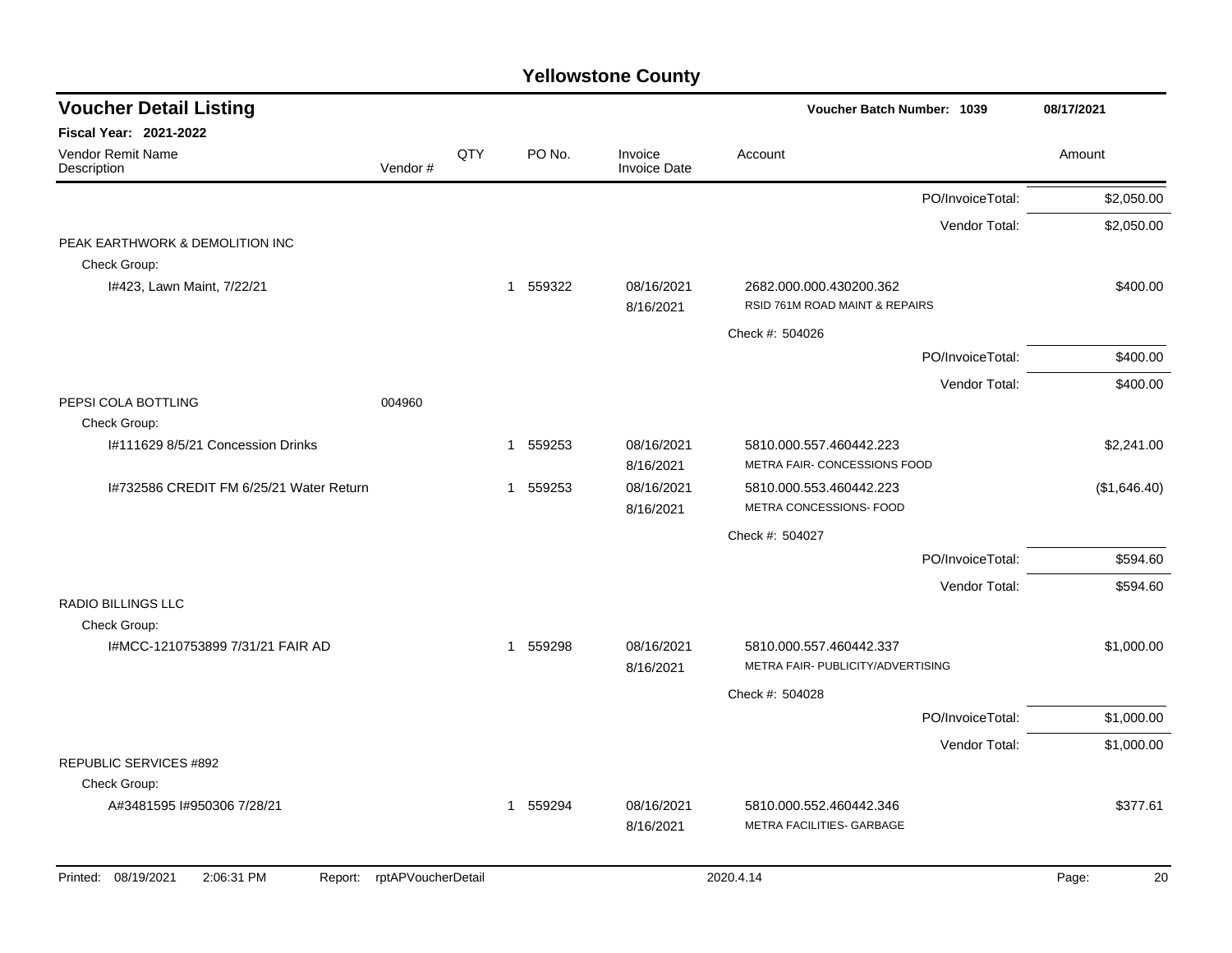# Yellowstone County

## Voucher Detail Listing

**Voucher Batch Number: 1039** — 08/17/2021

**Fiscal Year: 2021-2022**

| Vendor Remit Name / Description | Vendor # | QTY | PO No. | Invoice / Invoice Date | Account | Amount |
|---|---|---|---|---|---|---|
| | | | | | PO/InvoiceTotal: | $2,050.00 |
| | | | | | Vendor Total: | $2,050.00 |
| PEAK EARTHWORK & DEMOLITION INC | | | | | | |
| Check Group: | | | | | | |
| I#423, Lawn Maint, 7/22/21 | | 1 | 559322 | 08/16/2021<br>8/16/2021 | 2682.000.000.430200.362<br>RSID 761M ROAD MAINT & REPAIRS | $400.00 |
| | | | | | Check #: 504026 | |
| | | | | | PO/InvoiceTotal: | $400.00 |
| | | | | | Vendor Total: | $400.00 |
| PEPSI COLA BOTTLING | 004960 | | | | | |
| Check Group: | | | | | | |
| I#111629 8/5/21 Concession Drinks | | 1 | 559253 | 08/16/2021<br>8/16/2021 | 5810.000.557.460442.223<br>METRA FAIR- CONCESSIONS FOOD | $2,241.00 |
| I#732586 CREDIT FM 6/25/21 Water Return | | 1 | 559253 | 08/16/2021<br>8/16/2021 | 5810.000.553.460442.223<br>METRA CONCESSIONS- FOOD | ($1,646.40) |
| | | | | | Check #: 504027 | |
| | | | | | PO/InvoiceTotal: | $594.60 |
| | | | | | Vendor Total: | $594.60 |
| RADIO BILLINGS LLC | | | | | | |
| Check Group: | | | | | | |
| I#MCC-1210753899 7/31/21 FAIR AD | | 1 | 559298 | 08/16/2021<br>8/16/2021 | 5810.000.557.460442.337<br>METRA FAIR- PUBLICITY/ADVERTISING | $1,000.00 |
| | | | | | Check #: 504028 | |
| | | | | | PO/InvoiceTotal: | $1,000.00 |
| | | | | | Vendor Total: | $1,000.00 |
| REPUBLIC SERVICES #892 | | | | | | |
| Check Group: | | | | | | |
| A#3481595 I#950306 7/28/21 | | 1 | 559294 | 08/16/2021<br>8/16/2021 | 5810.000.552.460442.346<br>METRA FACILITIES- GARBAGE | $377.61 |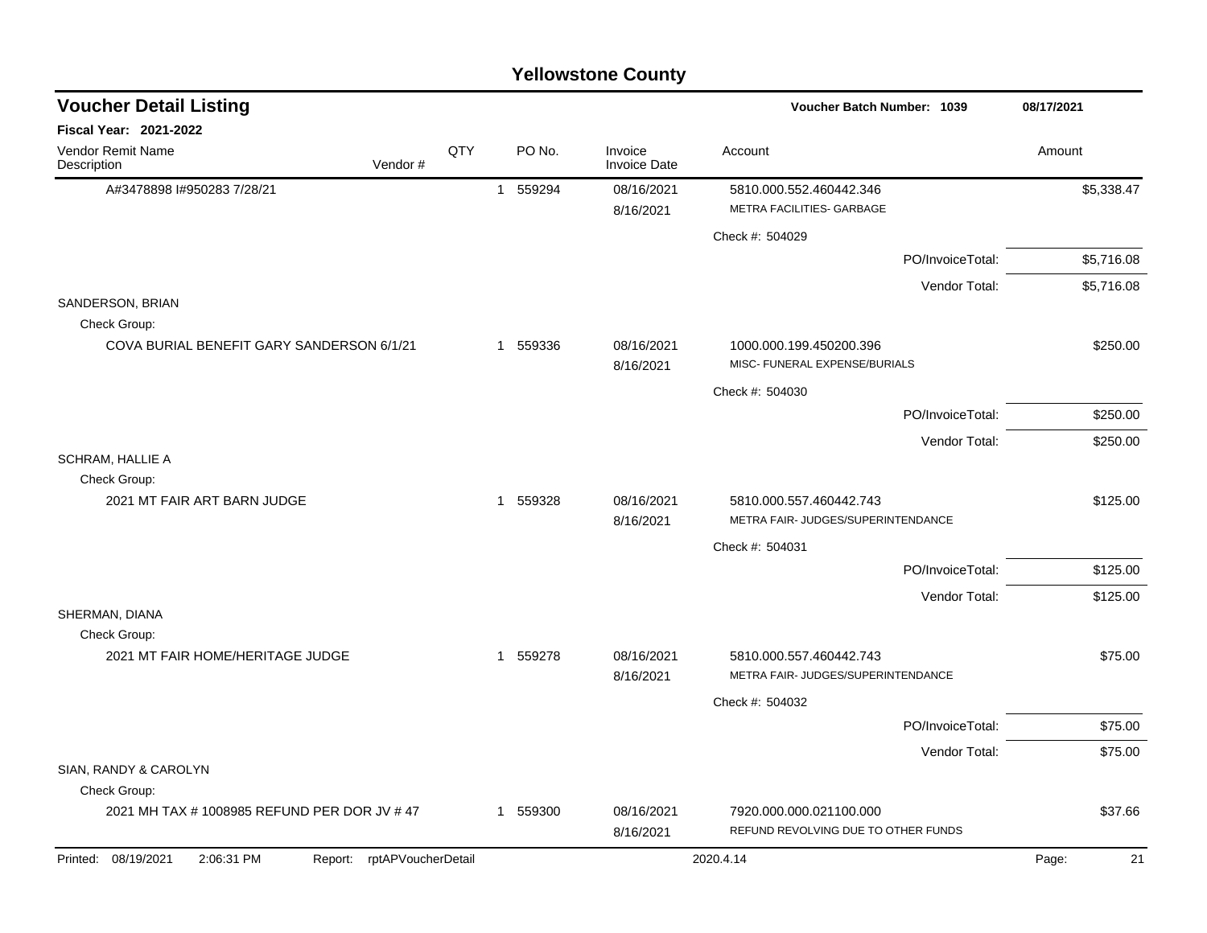# Yellowstone County

## Voucher Detail Listing

**Voucher Batch Number: 1039** 08/17/2021

**Fiscal Year: 2021-2022**

| Vendor Remit Name / Description | Vendor # | QTY | PO No. | Invoice / Invoice Date | Account | Amount |
|---|---|---|---|---|---|---|
| A#3478898 I#950283 7/28/21 | | 1 | 559294 | 08/16/2021<br>8/16/2021 | 5810.000.552.460442.346<br>METRA FACILITIES- GARBAGE | $5,338.47 |
| | | | | | Check #: 504029 | |
| | | | | | PO/InvoiceTotal: | $5,716.08 |
| | | | | | Vendor Total: | $5,716.08 |
| SANDERSON, BRIAN | | | | | | |
| Check Group: | | | | | | |
| COVA BURIAL BENEFIT GARY SANDERSON 6/1/21 | | 1 | 559336 | 08/16/2021<br>8/16/2021 | 1000.000.199.450200.396<br>MISC- FUNERAL EXPENSE/BURIALS | $250.00 |
| | | | | | Check #: 504030 | |
| | | | | | PO/InvoiceTotal: | $250.00 |
| | | | | | Vendor Total: | $250.00 |
| SCHRAM, HALLIE A | | | | | | |
| Check Group: | | | | | | |
| 2021 MT FAIR ART BARN JUDGE | | 1 | 559328 | 08/16/2021<br>8/16/2021 | 5810.000.557.460442.743<br>METRA FAIR- JUDGES/SUPERINTENDANCE | $125.00 |
| | | | | | Check #: 504031 | |
| | | | | | PO/InvoiceTotal: | $125.00 |
| | | | | | Vendor Total: | $125.00 |
| SHERMAN, DIANA | | | | | | |
| Check Group: | | | | | | |
| 2021 MT FAIR HOME/HERITAGE JUDGE | | 1 | 559278 | 08/16/2021<br>8/16/2021 | 5810.000.557.460442.743<br>METRA FAIR- JUDGES/SUPERINTENDANCE | $75.00 |
| | | | | | Check #: 504032 | |
| | | | | | PO/InvoiceTotal: | $75.00 |
| | | | | | Vendor Total: | $75.00 |
| SIAN, RANDY & CAROLYN | | | | | | |
| Check Group: | | | | | | |
| 2021 MH TAX # 1008985 REFUND PER DOR JV # 47 | | 1 | 559300 | 08/16/2021<br>8/16/2021 | 7920.000.000.021100.000<br>REFUND REVOLVING DUE TO OTHER FUNDS | $37.66 |

Printed: 08/19/2021 2:06:31 PM Report: rptAPVoucherDetail 2020.4.14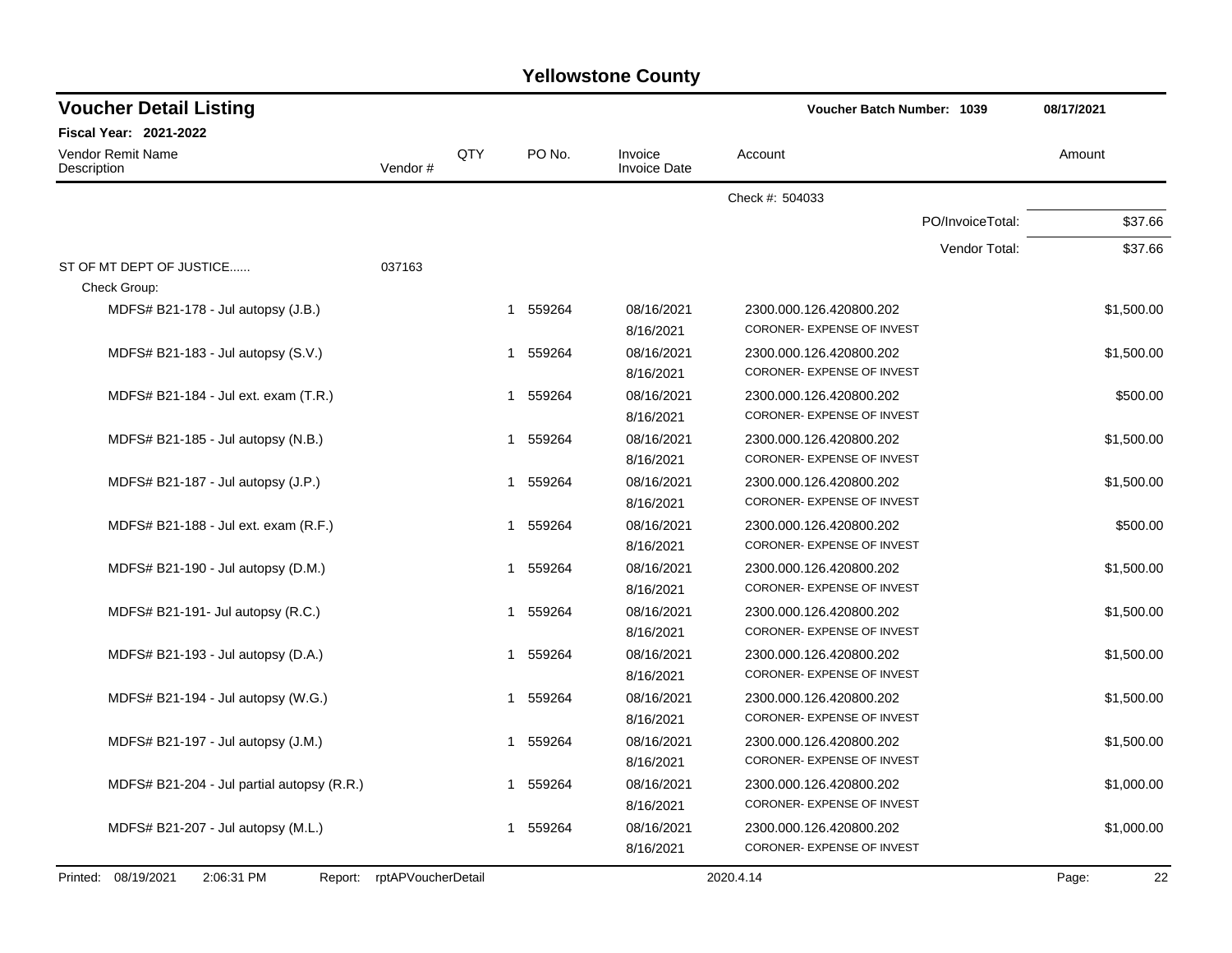# Yellowstone County

## Voucher Detail Listing

**Voucher Batch Number: 1039** — 08/17/2021

**Fiscal Year: 2021-2022**

| Vendor Remit Name / Description | Vendor # | QTY | PO No. | Invoice / Invoice Date | Account | Amount |
|---|---|---|---|---|---|---|
| | | | | | Check #: 504033 | |
| | | | | | PO/InvoiceTotal: | $37.66 |
| | | | | | Vendor Total: | $37.66 |
| ST OF MT DEPT OF JUSTICE...... | 037163 | | | | | |
| Check Group: | | | | | | |
| MDFS# B21-178 - Jul autopsy (J.B.) | | 1 | 559264 | 08/16/2021 8/16/2021 | 2300.000.126.420800.202 CORONER- EXPENSE OF INVEST | $1,500.00 |
| MDFS# B21-183 - Jul autopsy (S.V.) | | 1 | 559264 | 08/16/2021 8/16/2021 | 2300.000.126.420800.202 CORONER- EXPENSE OF INVEST | $1,500.00 |
| MDFS# B21-184 - Jul ext. exam (T.R.) | | 1 | 559264 | 08/16/2021 8/16/2021 | 2300.000.126.420800.202 CORONER- EXPENSE OF INVEST | $500.00 |
| MDFS# B21-185 - Jul autopsy (N.B.) | | 1 | 559264 | 08/16/2021 8/16/2021 | 2300.000.126.420800.202 CORONER- EXPENSE OF INVEST | $1,500.00 |
| MDFS# B21-187 - Jul autopsy (J.P.) | | 1 | 559264 | 08/16/2021 8/16/2021 | 2300.000.126.420800.202 CORONER- EXPENSE OF INVEST | $1,500.00 |
| MDFS# B21-188 - Jul ext. exam (R.F.) | | 1 | 559264 | 08/16/2021 8/16/2021 | 2300.000.126.420800.202 CORONER- EXPENSE OF INVEST | $500.00 |
| MDFS# B21-190 - Jul autopsy (D.M.) | | 1 | 559264 | 08/16/2021 8/16/2021 | 2300.000.126.420800.202 CORONER- EXPENSE OF INVEST | $1,500.00 |
| MDFS# B21-191- Jul autopsy (R.C.) | | 1 | 559264 | 08/16/2021 8/16/2021 | 2300.000.126.420800.202 CORONER- EXPENSE OF INVEST | $1,500.00 |
| MDFS# B21-193 - Jul autopsy (D.A.) | | 1 | 559264 | 08/16/2021 8/16/2021 | 2300.000.126.420800.202 CORONER- EXPENSE OF INVEST | $1,500.00 |
| MDFS# B21-194 - Jul autopsy (W.G.) | | 1 | 559264 | 08/16/2021 8/16/2021 | 2300.000.126.420800.202 CORONER- EXPENSE OF INVEST | $1,500.00 |
| MDFS# B21-197 - Jul autopsy (J.M.) | | 1 | 559264 | 08/16/2021 8/16/2021 | 2300.000.126.420800.202 CORONER- EXPENSE OF INVEST | $1,500.00 |
| MDFS# B21-204 - Jul partial autopsy (R.R.) | | 1 | 559264 | 08/16/2021 8/16/2021 | 2300.000.126.420800.202 CORONER- EXPENSE OF INVEST | $1,000.00 |
| MDFS# B21-207 - Jul autopsy (M.L.) | | 1 | 559264 | 08/16/2021 8/16/2021 | 2300.000.126.420800.202 CORONER- EXPENSE OF INVEST | $1,000.00 |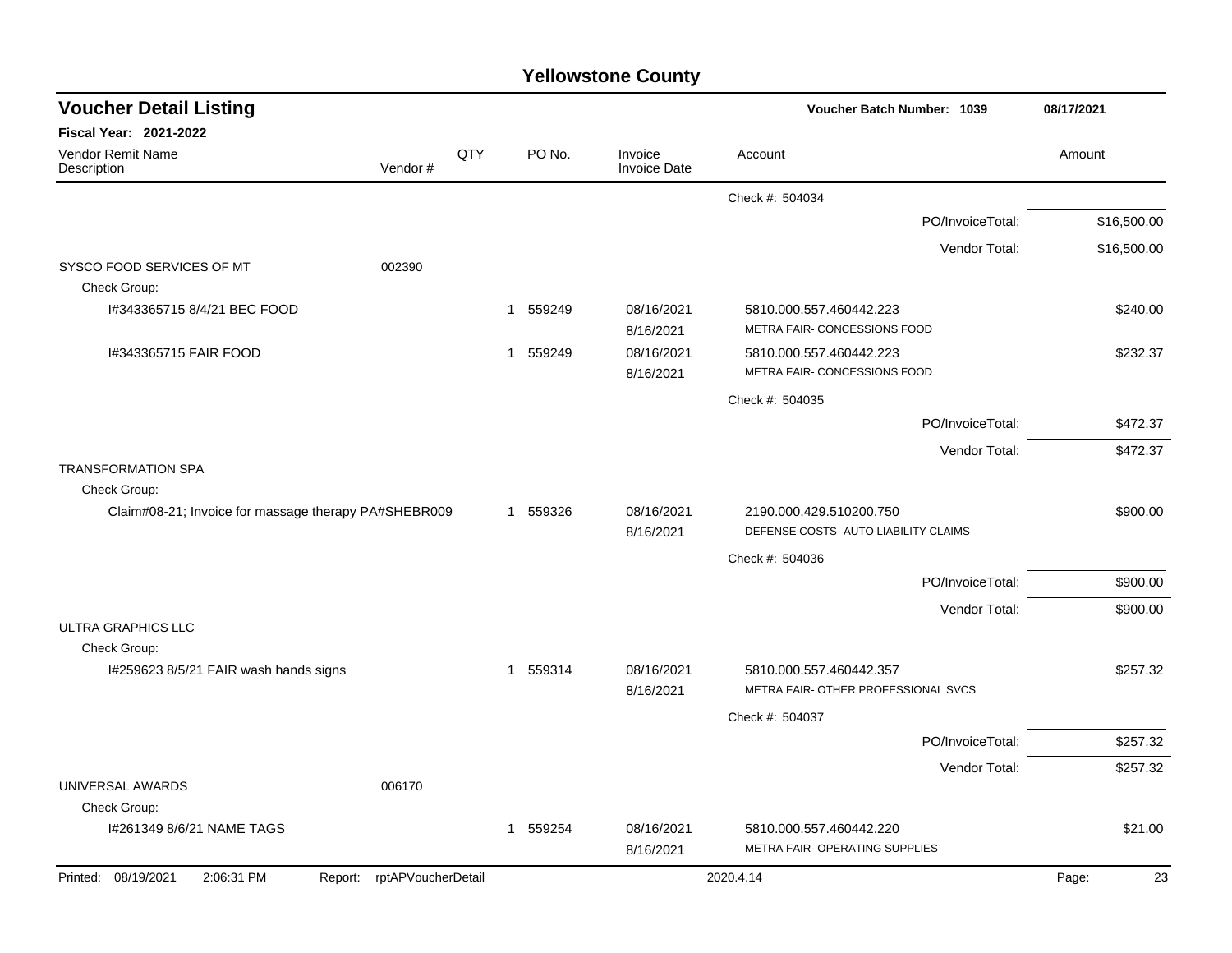# Yellowstone County

## Voucher Detail Listing

**Voucher Batch Number: 1039** 08/17/2021

**Fiscal Year: 2021-2022**

| Vendor Remit Name / Description | Vendor # | QTY | PO No. | Invoice / Invoice Date | Account | Amount |
|---|---|---|---|---|---|---|
| | | | | | Check #: 504034 | |
| | | | | | PO/InvoiceTotal: | $16,500.00 |
| | | | | | Vendor Total: | $16,500.00 |
| SYSCO FOOD SERVICES OF MT | 002390 | | | | | |
| Check Group: | | | | | | |
| I#343365715 8/4/21 BEC FOOD | | 1 | 559249 | 08/16/2021 8/16/2021 | 5810.000.557.460442.223 METRA FAIR- CONCESSIONS FOOD | $240.00 |
| I#343365715 FAIR FOOD | | 1 | 559249 | 08/16/2021 8/16/2021 | 5810.000.557.460442.223 METRA FAIR- CONCESSIONS FOOD | $232.37 |
| | | | | | Check #: 504035 | |
| | | | | | PO/InvoiceTotal: | $472.37 |
| | | | | | Vendor Total: | $472.37 |
| TRANSFORMATION SPA | | | | | | |
| Check Group: | | | | | | |
| Claim#08-21; Invoice for massage therapy PA#SHEBR009 | | 1 | 559326 | 08/16/2021 8/16/2021 | 2190.000.429.510200.750 DEFENSE COSTS- AUTO LIABILITY CLAIMS | $900.00 |
| | | | | | Check #: 504036 | |
| | | | | | PO/InvoiceTotal: | $900.00 |
| | | | | | Vendor Total: | $900.00 |
| ULTRA GRAPHICS LLC | | | | | | |
| Check Group: | | | | | | |
| I#259623 8/5/21 FAIR wash hands signs | | 1 | 559314 | 08/16/2021 8/16/2021 | 5810.000.557.460442.357 METRA FAIR- OTHER PROFESSIONAL SVCS | $257.32 |
| | | | | | Check #: 504037 | |
| | | | | | PO/InvoiceTotal: | $257.32 |
| | | | | | Vendor Total: | $257.32 |
| UNIVERSAL AWARDS | 006170 | | | | | |
| Check Group: | | | | | | |
| I#261349 8/6/21 NAME TAGS | | 1 | 559254 | 08/16/2021 8/16/2021 | 5810.000.557.460442.220 METRA FAIR- OPERATING SUPPLIES | $21.00 |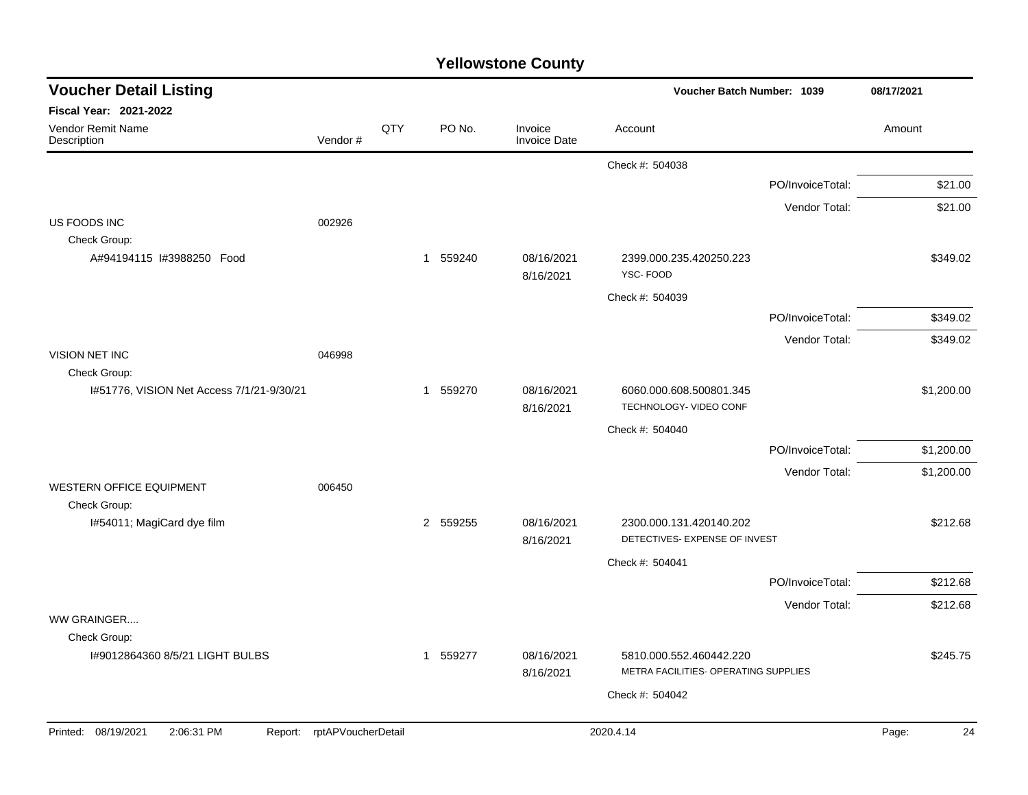# Yellowstone County

## Voucher Detail Listing

**Voucher Batch Number: 1039** | **08/17/2021**

**Fiscal Year: 2021-2022**

| Vendor Remit Name / Description | Vendor # | QTY | PO No. | Invoice / Invoice Date | Account | Amount |
|---|---|---|---|---|---|---|
| | | | | | Check #: 504038 | |
| | | | | | PO/InvoiceTotal: | $21.00 |
| | | | | | Vendor Total: | $21.00 |
| US FOODS INC | 002926 | | | | | |
| Check Group: | | | | | | |
| A#94194115 I#3988250 Food | | 1 | 559240 | 08/16/2021<br>8/16/2021 | 2399.000.235.420250.223<br>YSC- FOOD | $349.02 |
| | | | | | Check #: 504039 | |
| | | | | | PO/InvoiceTotal: | $349.02 |
| | | | | | Vendor Total: | $349.02 |
| VISION NET INC | 046998 | | | | | |
| Check Group: | | | | | | |
| I#51776, VISION Net Access 7/1/21-9/30/21 | | 1 | 559270 | 08/16/2021<br>8/16/2021 | 6060.000.608.500801.345<br>TECHNOLOGY- VIDEO CONF | $1,200.00 |
| | | | | | Check #: 504040 | |
| | | | | | PO/InvoiceTotal: | $1,200.00 |
| | | | | | Vendor Total: | $1,200.00 |
| WESTERN OFFICE EQUIPMENT | 006450 | | | | | |
| Check Group: | | | | | | |
| I#54011; MagiCard dye film | | 2 | 559255 | 08/16/2021<br>8/16/2021 | 2300.000.131.420140.202<br>DETECTIVES- EXPENSE OF INVEST | $212.68 |
| | | | | | Check #: 504041 | |
| | | | | | PO/InvoiceTotal: | $212.68 |
| | | | | | Vendor Total: | $212.68 |
| WW GRAINGER.... | | | | | | |
| Check Group: | | | | | | |
| I#9012864360 8/5/21 LIGHT BULBS | | 1 | 559277 | 08/16/2021<br>8/16/2021 | 5810.000.552.460442.220<br>METRA FACILITIES- OPERATING SUPPLIES | $245.75 |
| | | | | | Check #: 504042 | |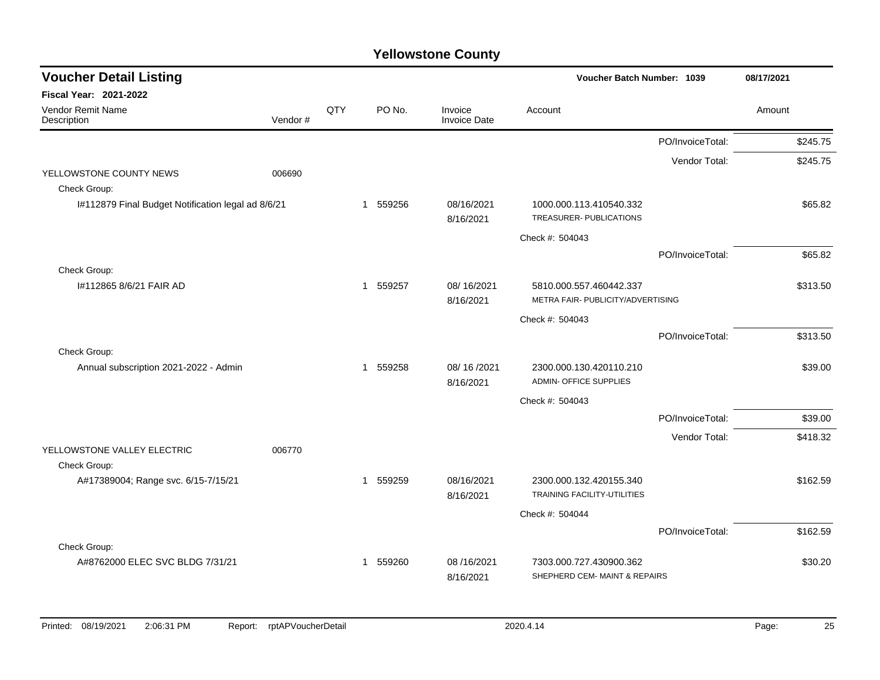# Yellowstone County

## Voucher Detail Listing

**Voucher Batch Number: 1039** — 08/17/2021

**Fiscal Year: 2021-2022**

| Vendor Remit Name / Description | Vendor # | QTY | PO No. | Invoice / Invoice Date | Account | Amount |
|---|---|---|---|---|---|---|
| | | | | | PO/InvoiceTotal: | $245.75 |
| | | | | | Vendor Total: | $245.75 |
| YELLOWSTONE COUNTY NEWS | 006690 | | | | | |
| Check Group: | | | | | | |
| I#112879 Final Budget Notification legal ad 8/6/21 | | 1 | 559256 | 08/16/2021 8/16/2021 | 1000.000.113.410540.332 TREASURER- PUBLICATIONS | $65.82 |
| | | | | | Check #: 504043 | |
| | | | | | PO/InvoiceTotal: | $65.82 |
| Check Group: | | | | | | |
| I#112865 8/6/21 FAIR AD | | 1 | 559257 | 08/ 16/2021 8/16/2021 | 5810.000.557.460442.337 METRA FAIR- PUBLICITY/ADVERTISING | $313.50 |
| | | | | | Check #: 504043 | |
| | | | | | PO/InvoiceTotal: | $313.50 |
| Check Group: | | | | | | |
| Annual subscription 2021-2022 - Admin | | 1 | 559258 | 08/ 16 /2021 8/16/2021 | 2300.000.130.420110.210 ADMIN- OFFICE SUPPLIES | $39.00 |
| | | | | | Check #: 504043 | |
| | | | | | PO/InvoiceTotal: | $39.00 |
| | | | | | Vendor Total: | $418.32 |
| YELLOWSTONE VALLEY ELECTRIC | 006770 | | | | | |
| Check Group: | | | | | | |
| A#17389004; Range svc. 6/15-7/15/21 | | 1 | 559259 | 08/16/2021 8/16/2021 | 2300.000.132.420155.340 TRAINING FACILITY-UTILITIES | $162.59 |
| | | | | | Check #: 504044 | |
| | | | | | PO/InvoiceTotal: | $162.59 |
| Check Group: | | | | | | |
| A#8762000 ELEC SVC BLDG 7/31/21 | | 1 | 559260 | 08 /16/2021 8/16/2021 | 7303.000.727.430900.362 SHEPHERD CEM- MAINT & REPAIRS | $30.20 |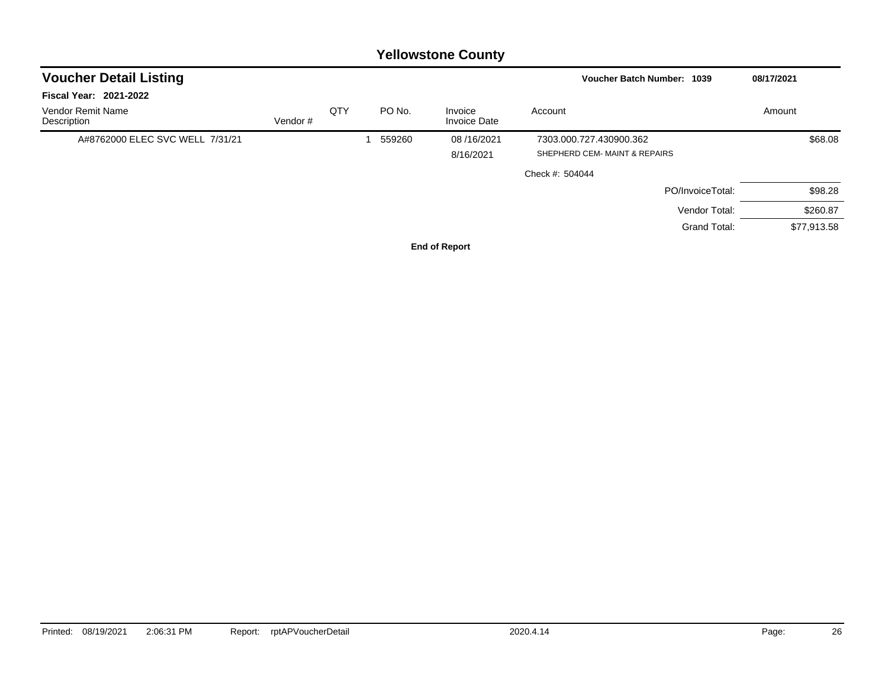# Yellowstone County

## Voucher Detail Listing

**Voucher Batch Number: 1039** **08/17/2021**

**Fiscal Year: 2021-2022**

| Vendor Remit Name / Description | Vendor # | QTY | PO No. | Invoice / Invoice Date | Account | Amount |
|---|---|---|---|---|---|---|
| A#8762000 ELEC SVC WELL 7/31/21 | | 1 | 559260 | 08 /16/2021<br>8/16/2021 | 7303.000.727.430900.362<br>SHEPHERD CEM- MAINT & REPAIRS | $68.08 |
| | | | | | Check #: 504044 | |
| | | | | | PO/InvoiceTotal: | $98.28 |
| | | | | | Vendor Total: | $260.87 |
| | | | | | Grand Total: | $77,913.58 |

**End of Report**

Printed: 08/19/2021 2:06:31 PM Report: rptAPVoucherDetail 2020.4.14